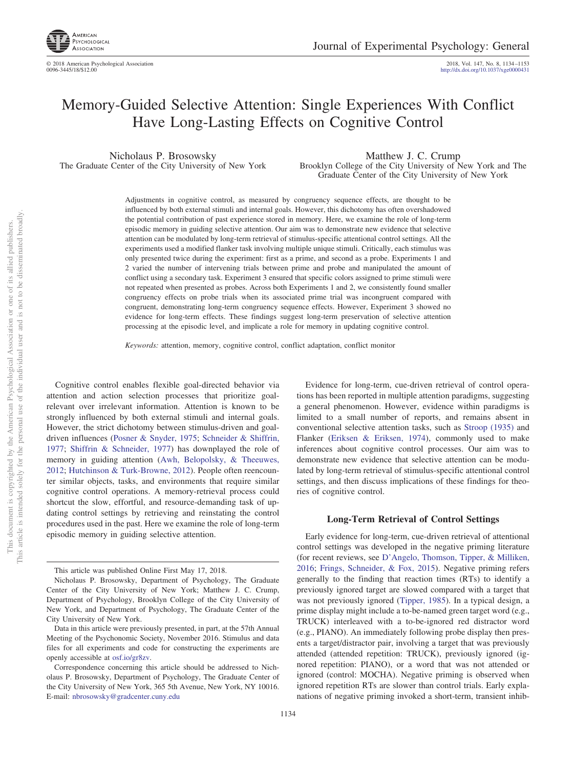# Memory-Guided Selective Attention: Single Experiences With Conflict Have Long-Lasting Effects on Cognitive Control

Nicholaus P. Brosowsky
The Graduate Center of the City University of New York

Matthew J. C. Crump
Brooklyn College of the City University of New York and The Graduate Center of the City University of New York

Adjustments in cognitive control, as measured by congruency sequence effects, are thought to be influenced by both external stimuli and internal goals. However, this dichotomy has often overshadowed the potential contribution of past experience stored in memory. Here, we examine the role of long-term episodic memory in guiding selective attention. Our aim was to demonstrate new evidence that selective attention can be modulated by long-term retrieval of stimulus-specific attentional control settings. All the experiments used a modified flanker task involving multiple unique stimuli. Critically, each stimulus was only presented twice during the experiment: first as a prime, and second as a probe. Experiments 1 and 2 varied the number of intervening trials between prime and probe and manipulated the amount of conflict using a secondary task. Experiment 3 ensured that specific colors assigned to prime stimuli were not repeated when presented as probes. Across both Experiments 1 and 2, we consistently found smaller congruency effects on probe trials when its associated prime trial was incongruent compared with congruent, demonstrating long-term congruency sequence effects. However, Experiment 3 showed no evidence for long-term effects. These findings suggest long-term preservation of selective attention processing at the episodic level, and implicate a role for memory in updating cognitive control.

*Keywords:* attention, memory, cognitive control, conflict adaptation, conflict monitor

Cognitive control enables flexible goal-directed behavior via attention and action selection processes that prioritize goal-relevant over irrelevant information. Attention is known to be strongly influenced by both external stimuli and internal goals. However, the strict dichotomy between stimulus-driven and goal-driven influences (Posner & Snyder, 1975; Schneider & Shiffrin, 1977; Shiffrin & Schneider, 1977) has downplayed the role of memory in guiding attention (Awh, Belopolsky, & Theeuwes, 2012; Hutchinson & Turk-Browne, 2012). People often reencounter similar objects, tasks, and environments that require similar cognitive control operations. A memory-retrieval process could shortcut the slow, effortful, and resource-demanding task of updating control settings by retrieving and reinstating the control procedures used in the past. Here we examine the role of long-term episodic memory in guiding selective attention.

This article was published Online First May 17, 2018.

Nicholaus P. Brosowsky, Department of Psychology, The Graduate Center of the City University of New York; Matthew J. C. Crump, Department of Psychology, Brooklyn College of the City University of New York, and Department of Psychology, The Graduate Center of the City University of New York.

Data in this article were previously presented, in part, at the 57th Annual Meeting of the Psychonomic Society, November 2016. Stimulus and data files for all experiments and code for constructing the experiments are openly accessible at osf.io/gr8zv.

Correspondence concerning this article should be addressed to Nicholaus P. Brosowsky, Department of Psychology, The Graduate Center of the City University of New York, 365 5th Avenue, New York, NY 10016. E-mail: nbrosowsky@gradcenter.cuny.edu

Evidence for long-term, cue-driven retrieval of control operations has been reported in multiple attention paradigms, suggesting a general phenomenon. However, evidence within paradigms is limited to a small number of reports, and remains absent in conventional selective attention tasks, such as Stroop (1935) and Flanker (Eriksen & Eriksen, 1974), commonly used to make inferences about cognitive control processes. Our aim was to demonstrate new evidence that selective attention can be modulated by long-term retrieval of stimulus-specific attentional control settings, and then discuss implications of these findings for theories of cognitive control.

## Long-Term Retrieval of Control Settings

Early evidence for long-term, cue-driven retrieval of attentional control settings was developed in the negative priming literature (for recent reviews, see D'Angelo, Thomson, Tipper, & Milliken, 2016; Frings, Schneider, & Fox, 2015). Negative priming refers generally to the finding that reaction times (RTs) to identify a previously ignored target are slowed compared with a target that was not previously ignored (Tipper, 1985). In a typical design, a prime display might include a to-be-named green target word (e.g., TRUCK) interleaved with a to-be-ignored red distractor word (e.g., PIANO). An immediately following probe display then presents a target/distractor pair, involving a target that was previously attended (attended repetition: TRUCK), previously ignored (ignored repetition: PIANO), or a word that was not attended or ignored (control: MOCHA). Negative priming is observed when ignored repetition RTs are slower than control trials. Early explanations of negative priming invoked a short-term, transient inhib-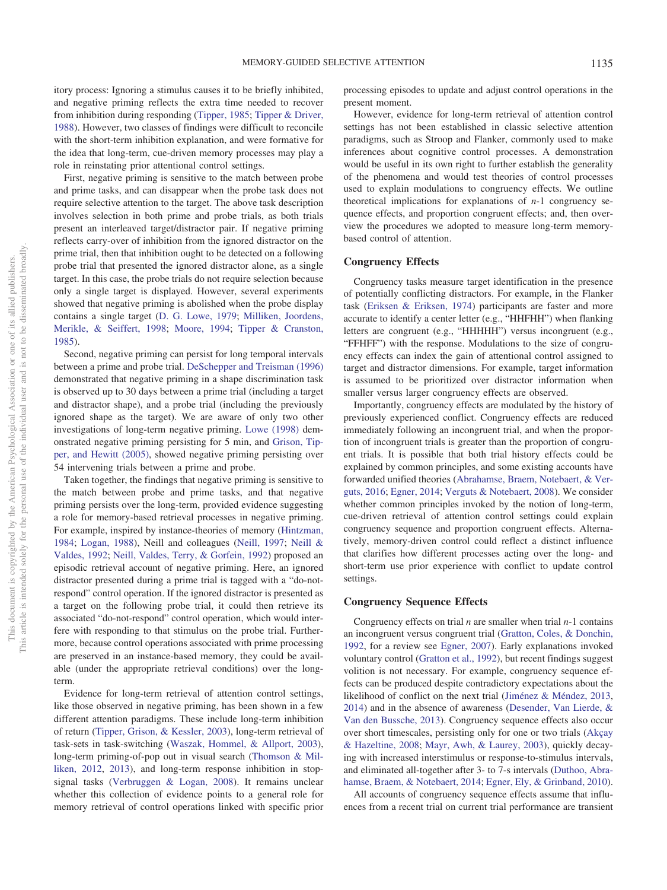itory process: Ignoring a stimulus causes it to be briefly inhibited, and negative priming reflects the extra time needed to recover from inhibition during responding (Tipper, 1985; Tipper & Driver, 1988). However, two classes of findings were difficult to reconcile with the short-term inhibition explanation, and were formative for the idea that long-term, cue-driven memory processes may play a role in reinstating prior attentional control settings.

First, negative priming is sensitive to the match between probe and prime tasks, and can disappear when the probe task does not require selective attention to the target. The above task description involves selection in both prime and probe trials, as both trials present an interleaved target/distractor pair. If negative priming reflects carry-over of inhibition from the ignored distractor on the prime trial, then that inhibition ought to be detected on a following probe trial that presented the ignored distractor alone, as a single target. In this case, the probe trials do not require selection because only a single target is displayed. However, several experiments showed that negative priming is abolished when the probe display contains a single target (D. G. Lowe, 1979; Milliken, Joordens, Merikle, & Seiffert, 1998; Moore, 1994; Tipper & Cranston, 1985).

Second, negative priming can persist for long temporal intervals between a prime and probe trial. DeSchepper and Treisman (1996) demonstrated that negative priming in a shape discrimination task is observed up to 30 days between a prime trial (including a target and distractor shape), and a probe trial (including the previously ignored shape as the target). We are aware of only two other investigations of long-term negative priming. Lowe (1998) demonstrated negative priming persisting for 5 min, and Grison, Tipper, and Hewitt (2005), showed negative priming persisting over 54 intervening trials between a prime and probe.

Taken together, the findings that negative priming is sensitive to the match between probe and prime tasks, and that negative priming persists over the long-term, provided evidence suggesting a role for memory-based retrieval processes in negative priming. For example, inspired by instance-theories of memory (Hintzman, 1984; Logan, 1988), Neill and colleagues (Neill, 1997; Neill & Valdes, 1992; Neill, Valdes, Terry, & Gorfein, 1992) proposed an episodic retrieval account of negative priming. Here, an ignored distractor presented during a prime trial is tagged with a "do-not-respond" control operation. If the ignored distractor is presented as a target on the following probe trial, it could then retrieve its associated "do-not-respond" control operation, which would interfere with responding to that stimulus on the probe trial. Furthermore, because control operations associated with prime processing are preserved in an instance-based memory, they could be available (under the appropriate retrieval conditions) over the long-term.

Evidence for long-term retrieval of attention control settings, like those observed in negative priming, has been shown in a few different attention paradigms. These include long-term inhibition of return (Tipper, Grison, & Kessler, 2003), long-term retrieval of task-sets in task-switching (Waszak, Hommel, & Allport, 2003), long-term priming-of-pop out in visual search (Thomson & Milliken, 2012, 2013), and long-term response inhibition in stop-signal tasks (Verbruggen & Logan, 2008). It remains unclear whether this collection of evidence points to a general role for memory retrieval of control operations linked with specific prior processing episodes to update and adjust control operations in the present moment.

However, evidence for long-term retrieval of attention control settings has not been established in classic selective attention paradigms, such as Stroop and Flanker, commonly used to make inferences about cognitive control processes. A demonstration would be useful in its own right to further establish the generality of the phenomena and would test theories of control processes used to explain modulations to congruency effects. We outline theoretical implications for explanations of $n$-1 congruency sequence effects, and proportion congruent effects; and, then overview the procedures we adopted to measure long-term memory-based control of attention.

## Congruency Effects

Congruency tasks measure target identification in the presence of potentially conflicting distractors. For example, in the Flanker task (Eriksen & Eriksen, 1974) participants are faster and more accurate to identify a center letter (e.g., "HHFHH") when flanking letters are congruent (e.g., "HHHHH") versus incongruent (e.g., "FFHFF") with the response. Modulations to the size of congruency effects can index the gain of attentional control assigned to target and distractor dimensions. For example, target information is assumed to be prioritized over distractor information when smaller versus larger congruency effects are observed.

Importantly, congruency effects are modulated by the history of previously experienced conflict. Congruency effects are reduced immediately following an incongruent trial, and when the proportion of incongruent trials is greater than the proportion of congruent trials. It is possible that both trial history effects could be explained by common principles, and some existing accounts have forwarded unified theories (Abrahamse, Braem, Notebaert, & Verguts, 2016; Egner, 2014; Verguts & Notebaert, 2008). We consider whether common principles invoked by the notion of long-term, cue-driven retrieval of attention control settings could explain congruency sequence and proportion congruent effects. Alternatively, memory-driven control could reflect a distinct influence that clarifies how different processes acting over the long- and short-term use prior experience with conflict to update control settings.

## Congruency Sequence Effects

Congruency effects on trial $n$ are smaller when trial $n$-1 contains an incongruent versus congruent trial (Gratton, Coles, & Donchin, 1992, for a review see Egner, 2007). Early explanations invoked voluntary control (Gratton et al., 1992), but recent findings suggest volition is not necessary. For example, congruency sequence effects can be produced despite contradictory expectations about the likelihood of conflict on the next trial (Jiménez & Méndez, 2013, 2014) and in the absence of awareness (Desender, Van Lierde, & Van den Bussche, 2013). Congruency sequence effects also occur over short timescales, persisting only for one or two trials (Akçay & Hazeltine, 2008; Mayr, Awh, & Laurey, 2003), quickly decaying with increased interstimulus or response-to-stimulus intervals, and eliminated all-together after 3- to 7-s intervals (Duthoo, Abrahamse, Braem, & Notebaert, 2014; Egner, Ely, & Grinband, 2010).

All accounts of congruency sequence effects assume that influences from a recent trial on current trial performance are transient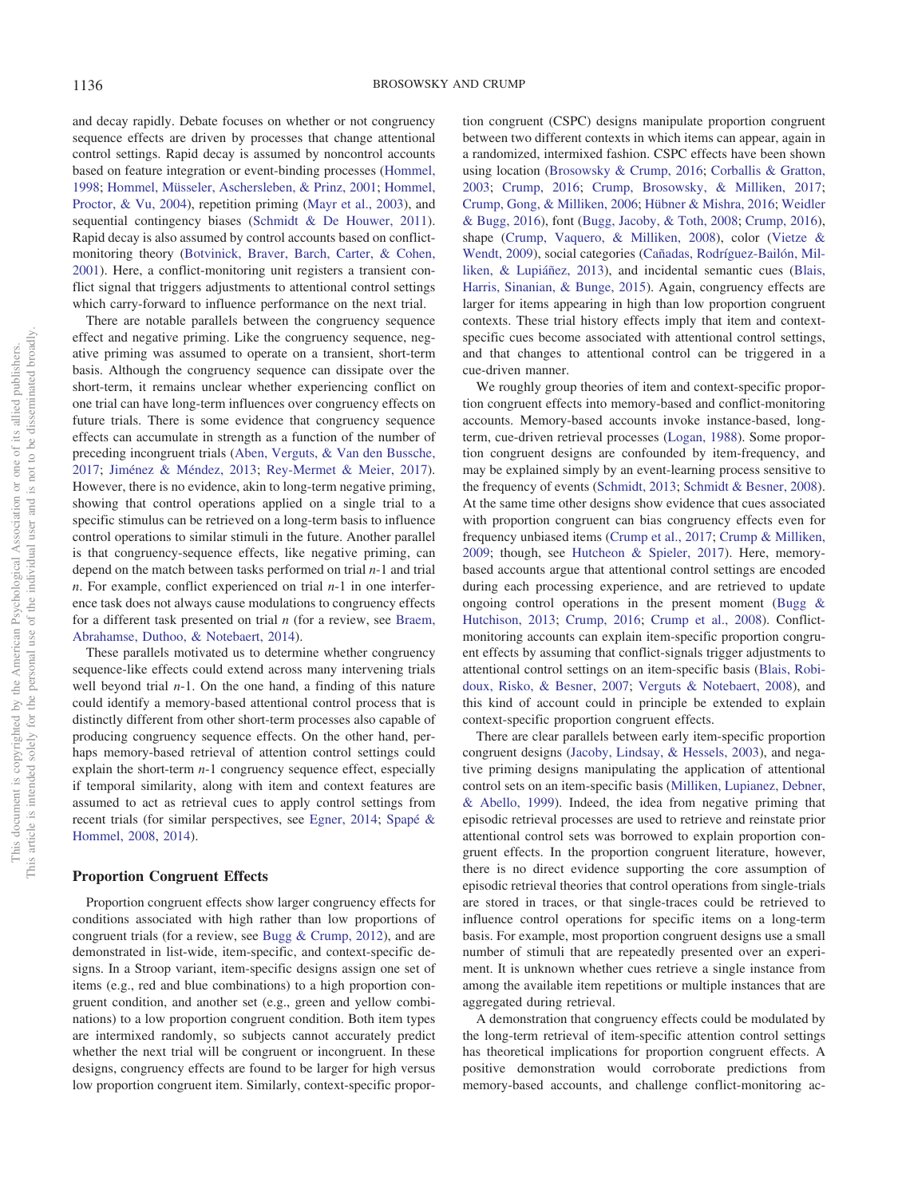and decay rapidly. Debate focuses on whether or not congruency sequence effects are driven by processes that change attentional control settings. Rapid decay is assumed by noncontrol accounts based on feature integration or event-binding processes (Hommel, 1998; Hommel, Müsseler, Aschersleben, & Prinz, 2001; Hommel, Proctor, & Vu, 2004), repetition priming (Mayr et al., 2003), and sequential contingency biases (Schmidt & De Houwer, 2011). Rapid decay is also assumed by control accounts based on conflict-monitoring theory (Botvinick, Braver, Barch, Carter, & Cohen, 2001). Here, a conflict-monitoring unit registers a transient conflict signal that triggers adjustments to attentional control settings which carry-forward to influence performance on the next trial.

There are notable parallels between the congruency sequence effect and negative priming. Like the congruency sequence, negative priming was assumed to operate on a transient, short-term basis. Although the congruency sequence can dissipate over the short-term, it remains unclear whether experiencing conflict on one trial can have long-term influences over congruency effects on future trials. There is some evidence that congruency sequence effects can accumulate in strength as a function of the number of preceding incongruent trials (Aben, Verguts, & Van den Bussche, 2017; Jiménez & Méndez, 2013; Rey-Mermet & Meier, 2017). However, there is no evidence, akin to long-term negative priming, showing that control operations applied on a single trial to a specific stimulus can be retrieved on a long-term basis to influence control operations to similar stimuli in the future. Another parallel is that congruency-sequence effects, like negative priming, can depend on the match between tasks performed on trial *n*-1 and trial *n*. For example, conflict experienced on trial *n*-1 in one interference task does not always cause modulations to congruency effects for a different task presented on trial *n* (for a review, see Braem, Abrahamse, Duthoo, & Notebaert, 2014).

These parallels motivated us to determine whether congruency sequence-like effects could extend across many intervening trials well beyond trial *n*-1. On the one hand, a finding of this nature could identify a memory-based attentional control process that is distinctly different from other short-term processes also capable of producing congruency sequence effects. On the other hand, perhaps memory-based retrieval of attention control settings could explain the short-term *n*-1 congruency sequence effect, especially if temporal similarity, along with item and context features are assumed to act as retrieval cues to apply control settings from recent trials (for similar perspectives, see Egner, 2014; Spapé & Hommel, 2008, 2014).

## Proportion Congruent Effects

Proportion congruent effects show larger congruency effects for conditions associated with high rather than low proportions of congruent trials (for a review, see Bugg & Crump, 2012), and are demonstrated in list-wide, item-specific, and context-specific designs. In a Stroop variant, item-specific designs assign one set of items (e.g., red and blue combinations) to a high proportion congruent condition, and another set (e.g., green and yellow combinations) to a low proportion congruent condition. Both item types are intermixed randomly, so subjects cannot accurately predict whether the next trial will be congruent or incongruent. In these designs, congruency effects are found to be larger for high versus low proportion congruent item. Similarly, context-specific proportion congruent (CSPC) designs manipulate proportion congruent between two different contexts in which items can appear, again in a randomized, intermixed fashion. CSPC effects have been shown using location (Brosowsky & Crump, 2016; Corballis & Gratton, 2003; Crump, 2016; Crump, Brosowsky, & Milliken, 2017; Crump, Gong, & Milliken, 2006; Hübner & Mishra, 2016; Weidler & Bugg, 2016), font (Bugg, Jacoby, & Toth, 2008; Crump, 2016), shape (Crump, Vaquero, & Milliken, 2008), color (Vietze & Wendt, 2009), social categories (Cañadas, Rodríguez-Bailón, Milliken, & Lupiáñez, 2013), and incidental semantic cues (Blais, Harris, Sinanian, & Bunge, 2015). Again, congruency effects are larger for items appearing in high than low proportion congruent contexts. These trial history effects imply that item and context-specific cues become associated with attentional control settings, and that changes to attentional control can be triggered in a cue-driven manner.

We roughly group theories of item and context-specific proportion congruent effects into memory-based and conflict-monitoring accounts. Memory-based accounts invoke instance-based, long-term, cue-driven retrieval processes (Logan, 1988). Some proportion congruent designs are confounded by item-frequency, and may be explained simply by an event-learning process sensitive to the frequency of events (Schmidt, 2013; Schmidt & Besner, 2008). At the same time other designs show evidence that cues associated with proportion congruent can bias congruency effects even for frequency unbiased items (Crump et al., 2017; Crump & Milliken, 2009; though, see Hutcheon & Spieler, 2017). Here, memory-based accounts argue that attentional control settings are encoded during each processing experience, and are retrieved to update ongoing control operations in the present moment (Bugg & Hutchison, 2013; Crump, 2016; Crump et al., 2008). Conflict-monitoring accounts can explain item-specific proportion congruent effects by assuming that conflict-signals trigger adjustments to attentional control settings on an item-specific basis (Blais, Robidoux, Risko, & Besner, 2007; Verguts & Notebaert, 2008), and this kind of account could in principle be extended to explain context-specific proportion congruent effects.

There are clear parallels between early item-specific proportion congruent designs (Jacoby, Lindsay, & Hessels, 2003), and negative priming designs manipulating the application of attentional control sets on an item-specific basis (Milliken, Lupianez, Debner, & Abello, 1999). Indeed, the idea from negative priming that episodic retrieval processes are used to retrieve and reinstate prior attentional control sets was borrowed to explain proportion congruent effects. In the proportion congruent literature, however, there is no direct evidence supporting the core assumption of episodic retrieval theories that control operations from single-trials are stored in traces, or that single-traces could be retrieved to influence control operations for specific items on a long-term basis. For example, most proportion congruent designs use a small number of stimuli that are repeatedly presented over an experiment. It is unknown whether cues retrieve a single instance from among the available item repetitions or multiple instances that are aggregated during retrieval.

A demonstration that congruency effects could be modulated by the long-term retrieval of item-specific attention control settings has theoretical implications for proportion congruent effects. A positive demonstration would corroborate predictions from memory-based accounts, and challenge conflict-monitoring ac-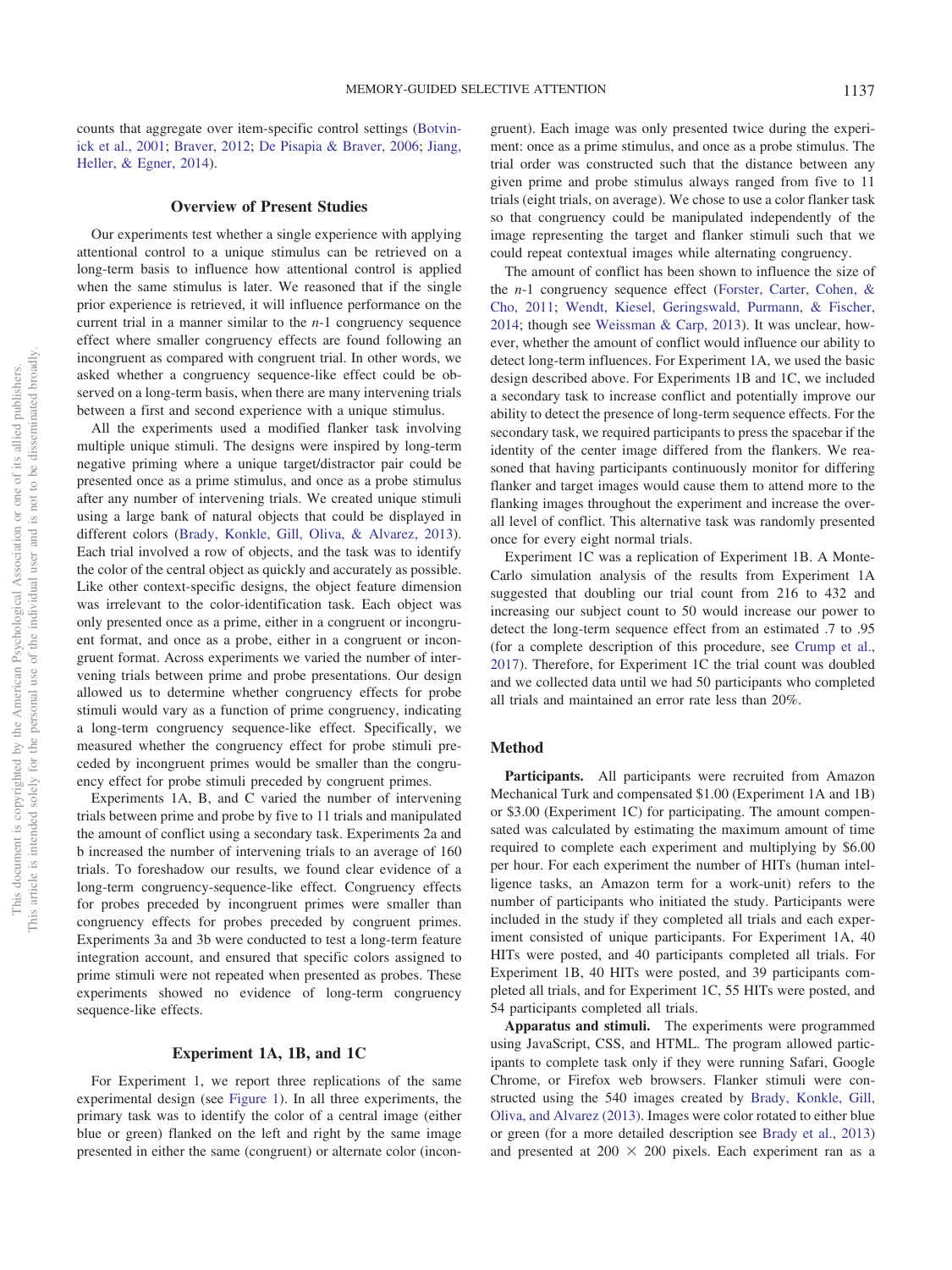counts that aggregate over item-specific control settings (Botvinick et al., 2001; Braver, 2012; De Pisapia & Braver, 2006; Jiang, Heller, & Egner, 2014).

## Overview of Present Studies

Our experiments test whether a single experience with applying attentional control to a unique stimulus can be retrieved on a long-term basis to influence how attentional control is applied when the same stimulus is later. We reasoned that if the single prior experience is retrieved, it will influence performance on the current trial in a manner similar to the *n*-1 congruency sequence effect where smaller congruency effects are found following an incongruent as compared with congruent trial. In other words, we asked whether a congruency sequence-like effect could be observed on a long-term basis, when there are many intervening trials between a first and second experience with a unique stimulus.

All the experiments used a modified flanker task involving multiple unique stimuli. The designs were inspired by long-term negative priming where a unique target/distractor pair could be presented once as a prime stimulus, and once as a probe stimulus after any number of intervening trials. We created unique stimuli using a large bank of natural objects that could be displayed in different colors (Brady, Konkle, Gill, Oliva, & Alvarez, 2013). Each trial involved a row of objects, and the task was to identify the color of the central object as quickly and accurately as possible. Like other context-specific designs, the object feature dimension was irrelevant to the color-identification task. Each object was only presented once as a prime, either in a congruent or incongruent format, and once as a probe, either in a congruent or incongruent format. Across experiments we varied the number of intervening trials between prime and probe presentations. Our design allowed us to determine whether congruency effects for probe stimuli would vary as a function of prime congruency, indicating a long-term congruency sequence-like effect. Specifically, we measured whether the congruency effect for probe stimuli preceded by incongruent primes would be smaller than the congruency effect for probe stimuli preceded by congruent primes.

Experiments 1A, B, and C varied the number of intervening trials between prime and probe by five to 11 trials and manipulated the amount of conflict using a secondary task. Experiments 2a and b increased the number of intervening trials to an average of 160 trials. To foreshadow our results, we found clear evidence of a long-term congruency-sequence-like effect. Congruency effects for probes preceded by incongruent primes were smaller than congruency effects for probes preceded by congruent primes. Experiments 3a and 3b were conducted to test a long-term feature integration account, and ensured that specific colors assigned to prime stimuli were not repeated when presented as probes. These experiments showed no evidence of long-term congruency sequence-like effects.

## Experiment 1A, 1B, and 1C

For Experiment 1, we report three replications of the same experimental design (see Figure 1). In all three experiments, the primary task was to identify the color of a central image (either blue or green) flanked on the left and right by the same image presented in either the same (congruent) or alternate color (incongruent). Each image was only presented twice during the experiment: once as a prime stimulus, and once as a probe stimulus. The trial order was constructed such that the distance between any given prime and probe stimulus always ranged from five to 11 trials (eight trials, on average). We chose to use a color flanker task so that congruency could be manipulated independently of the image representing the target and flanker stimuli such that we could repeat contextual images while alternating congruency.

The amount of conflict has been shown to influence the size of the *n*-1 congruency sequence effect (Forster, Carter, Cohen, & Cho, 2011; Wendt, Kiesel, Geringswald, Purmann, & Fischer, 2014; though see Weissman & Carp, 2013). It was unclear, however, whether the amount of conflict would influence our ability to detect long-term influences. For Experiment 1A, we used the basic design described above. For Experiments 1B and 1C, we included a secondary task to increase conflict and potentially improve our ability to detect the presence of long-term sequence effects. For the secondary task, we required participants to press the spacebar if the identity of the center image differed from the flankers. We reasoned that having participants continuously monitor for differing flanker and target images would cause them to attend more to the flanking images throughout the experiment and increase the overall level of conflict. This alternative task was randomly presented once for every eight normal trials.

Experiment 1C was a replication of Experiment 1B. A Monte-Carlo simulation analysis of the results from Experiment 1A suggested that doubling our trial count from 216 to 432 and increasing our subject count to 50 would increase our power to detect the long-term sequence effect from an estimated .7 to .95 (for a complete description of this procedure, see Crump et al., 2017). Therefore, for Experiment 1C the trial count was doubled and we collected data until we had 50 participants who completed all trials and maintained an error rate less than 20%.

### Method

**Participants.** All participants were recruited from Amazon Mechanical Turk and compensated $1.00 (Experiment 1A and 1B) or $3.00 (Experiment 1C) for participating. The amount compensated was calculated by estimating the maximum amount of time required to complete each experiment and multiplying by $6.00 per hour. For each experiment the number of HITs (human intelligence tasks, an Amazon term for a work-unit) refers to the number of participants who initiated the study. Participants were included in the study if they completed all trials and each experiment consisted of unique participants. For Experiment 1A, 40 HITs were posted, and 40 participants completed all trials. For Experiment 1B, 40 HITs were posted, and 39 participants completed all trials, and for Experiment 1C, 55 HITs were posted, and 54 participants completed all trials.

**Apparatus and stimuli.** The experiments were programmed using JavaScript, CSS, and HTML. The program allowed participants to complete task only if they were running Safari, Google Chrome, or Firefox web browsers. Flanker stimuli were constructed using the 540 images created by Brady, Konkle, Gill, Oliva, and Alvarez (2013). Images were color rotated to either blue or green (for a more detailed description see Brady et al., 2013) and presented at 200 × 200 pixels. Each experiment ran as a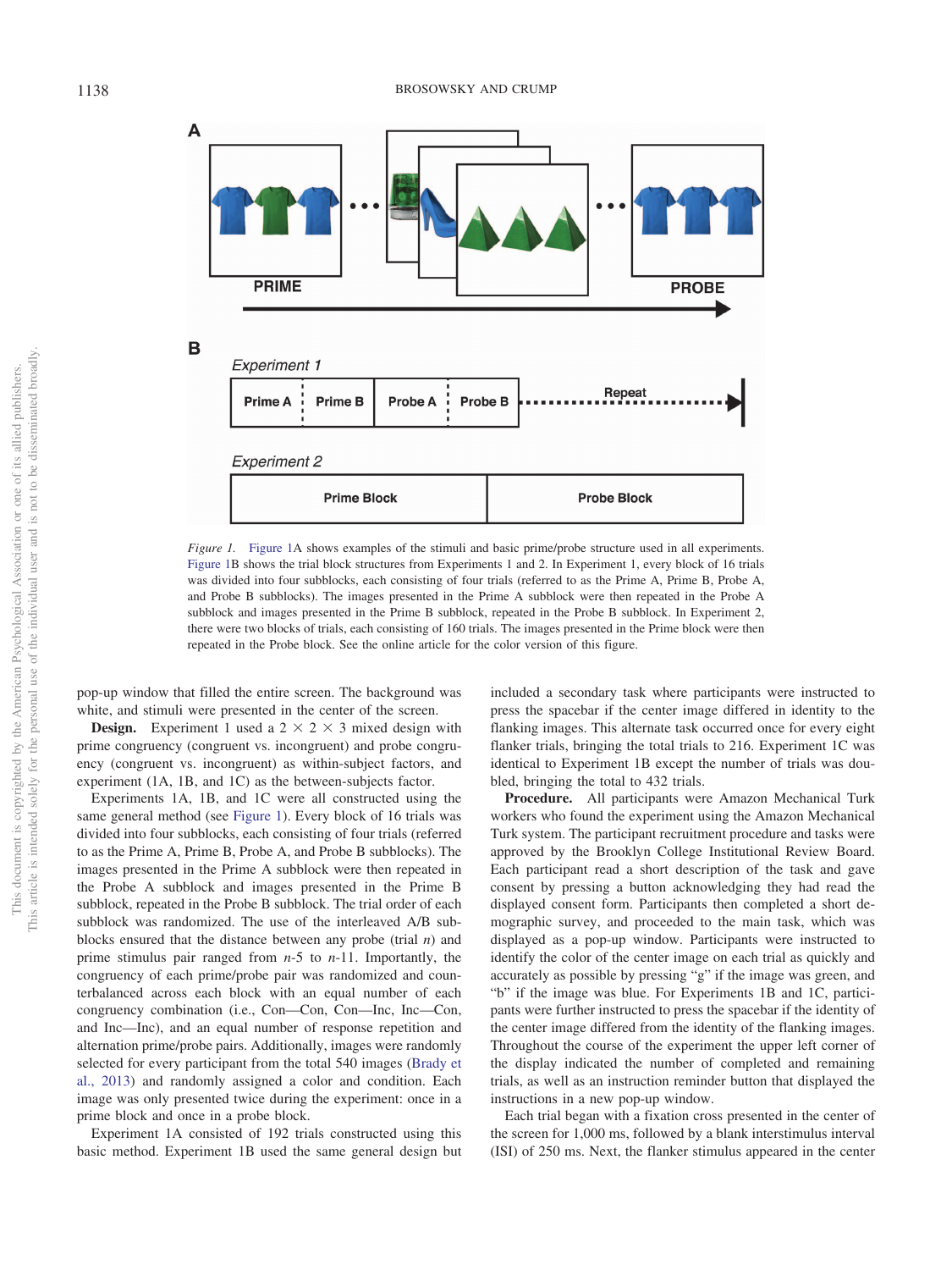*Figure 1.* Figure 1A shows examples of the stimuli and basic prime/probe structure used in all experiments. Figure 1B shows the trial block structures from Experiments 1 and 2. In Experiment 1, every block of 16 trials was divided into four subblocks, each consisting of four trials (referred to as the Prime A, Prime B, Probe A, and Probe B subblocks). The images presented in the Prime A subblock were then repeated in the Probe A subblock and images presented in the Prime B subblock, repeated in the Probe B subblock. In Experiment 2, there were two blocks of trials, each consisting of 160 trials. The images presented in the Prime block were then repeated in the Probe block. See the online article for the color version of this figure.

pop-up window that filled the entire screen. The background was white, and stimuli were presented in the center of the screen.

**Design.** Experiment 1 used a 2 × 2 × 3 mixed design with prime congruency (congruent vs. incongruent) and probe congruency (congruent vs. incongruent) as within-subject factors, and experiment (1A, 1B, and 1C) as the between-subjects factor.

Experiments 1A, 1B, and 1C were all constructed using the same general method (see Figure 1). Every block of 16 trials was divided into four subblocks, each consisting of four trials (referred to as the Prime A, Prime B, Probe A, and Probe B subblocks). The images presented in the Prime A subblock were then repeated in the Probe A subblock and images presented in the Prime B subblock, repeated in the Probe B subblock. The trial order of each subblock was randomized. The use of the interleaved A/B subblocks ensured that the distance between any probe (trial *n*) and prime stimulus pair ranged from *n*-5 to *n*-11. Importantly, the congruency of each prime/probe pair was randomized and counterbalanced across each block with an equal number of each congruency combination (i.e., Con—Con, Con—Inc, Inc—Con, and Inc—Inc), and an equal number of response repetition and alternation prime/probe pairs. Additionally, images were randomly selected for every participant from the total 540 images (Brady et al., 2013) and randomly assigned a color and condition. Each image was only presented twice during the experiment: once in a prime block and once in a probe block.

Experiment 1A consisted of 192 trials constructed using this basic method. Experiment 1B used the same general design but included a secondary task where participants were instructed to press the spacebar if the center image differed in identity to the flanking images. This alternate task occurred once for every eight flanker trials, bringing the total trials to 216. Experiment 1C was identical to Experiment 1B except the number of trials was doubled, bringing the total to 432 trials.

**Procedure.** All participants were Amazon Mechanical Turk workers who found the experiment using the Amazon Mechanical Turk system. The participant recruitment procedure and tasks were approved by the Brooklyn College Institutional Review Board. Each participant read a short description of the task and gave consent by pressing a button acknowledging they had read the displayed consent form. Participants then completed a short demographic survey, and proceeded to the main task, which was displayed as a pop-up window. Participants were instructed to identify the color of the center image on each trial as quickly and accurately as possible by pressing "g" if the image was green, and "b" if the image was blue. For Experiments 1B and 1C, participants were further instructed to press the spacebar if the identity of the center image differed from the identity of the flanking images. Throughout the course of the experiment the upper left corner of the display indicated the number of completed and remaining trials, as well as an instruction reminder button that displayed the instructions in a new pop-up window.

Each trial began with a fixation cross presented in the center of the screen for 1,000 ms, followed by a blank interstimulus interval (ISI) of 250 ms. Next, the flanker stimulus appeared in the center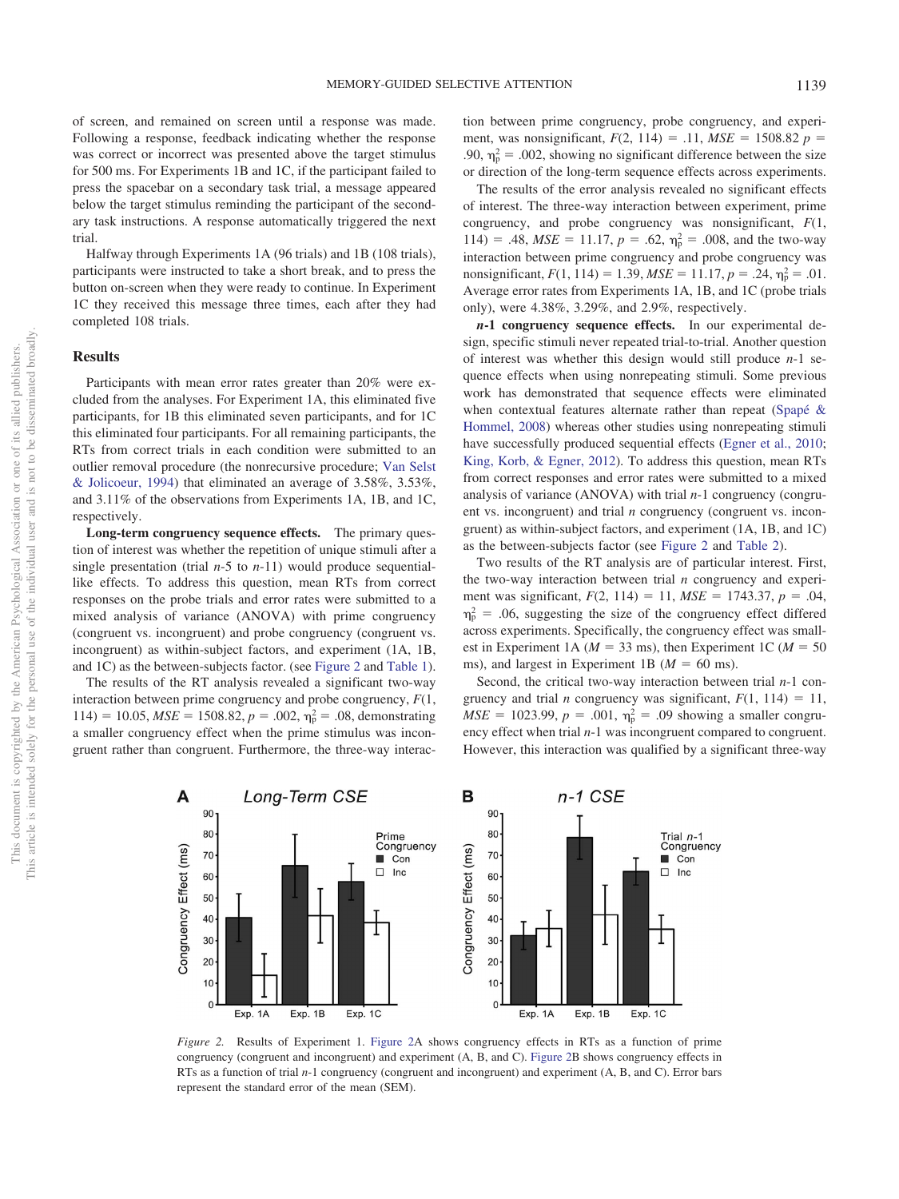of screen, and remained on screen until a response was made. Following a response, feedback indicating whether the response was correct or incorrect was presented above the target stimulus for 500 ms. For Experiments 1B and 1C, if the participant failed to press the spacebar on a secondary task trial, a message appeared below the target stimulus reminding the participant of the secondary task instructions. A response automatically triggered the next trial.

Halfway through Experiments 1A (96 trials) and 1B (108 trials), participants were instructed to take a short break, and to press the button on-screen when they were ready to continue. In Experiment 1C they received this message three times, each after they had completed 108 trials.

## Results

Participants with mean error rates greater than 20% were excluded from the analyses. For Experiment 1A, this eliminated five participants, for 1B this eliminated seven participants, and for 1C this eliminated four participants. For all remaining participants, the RTs from correct trials in each condition were submitted to an outlier removal procedure (the nonrecursive procedure; Van Selst & Jolicoeur, 1994) that eliminated an average of 3.58%, 3.53%, and 3.11% of the observations from Experiments 1A, 1B, and 1C, respectively.

**Long-term congruency sequence effects.** The primary question of interest was whether the repetition of unique stimuli after a single presentation (trial *n*-5 to *n*-11) would produce sequential-like effects. To address this question, mean RTs from correct responses on the probe trials and error rates were submitted to a mixed analysis of variance (ANOVA) with prime congruency (congruent vs. incongruent) and probe congruency (congruent vs. incongruent) as within-subject factors, and experiment (1A, 1B, and 1C) as the between-subjects factor. (see Figure 2 and Table 1).

The results of the RT analysis revealed a significant two-way interaction between prime congruency and probe congruency, $F(1, 114) = 10.05$, $MSE = 1508.82$, $p = .002$, $\eta_p^2 = .08$, demonstrating a smaller congruency effect when the prime stimulus was incongruent rather than congruent. Furthermore, the three-way interaction between prime congruency, probe congruency, and experiment, was nonsignificant, $F(2, 114) = .11$, $MSE = 1508.82$ $p = .90$, $\eta_p^2 = .002$, showing no significant difference between the size or direction of the long-term sequence effects across experiments.

The results of the error analysis revealed no significant effects of interest. The three-way interaction between experiment, prime congruency, and probe congruency was nonsignificant, $F(1, 114) = .48$, $MSE = 11.17$, $p = .62$, $\eta_p^2 = .008$, and the two-way interaction between prime congruency and probe congruency was nonsignificant, $F(1, 114) = 1.39$, $MSE = 11.17$, $p = .24$, $\eta_p^2 = .01$. Average error rates from Experiments 1A, 1B, and 1C (probe trials only), were 4.38%, 3.29%, and 2.9%, respectively.

***n*-1 congruency sequence effects.** In our experimental design, specific stimuli never repeated trial-to-trial. Another question of interest was whether this design would still produce *n*-1 sequence effects when using nonrepeating stimuli. Some previous work has demonstrated that sequence effects were eliminated when contextual features alternate rather than repeat (Spapé & Hommel, 2008) whereas other studies using nonrepeating stimuli have successfully produced sequential effects (Egner et al., 2010; King, Korb, & Egner, 2012). To address this question, mean RTs from correct responses and error rates were submitted to a mixed analysis of variance (ANOVA) with trial *n*-1 congruency (congruent vs. incongruent) and trial *n* congruency (congruent vs. incongruent) as within-subject factors, and experiment (1A, 1B, and 1C) as the between-subjects factor (see Figure 2 and Table 2).

Two results of the RT analysis are of particular interest. First, the two-way interaction between trial *n* congruency and experiment was significant, $F(2, 114) = 11$, $MSE = 1743.37$, $p = .04$, $\eta_p^2 = .06$, suggesting the size of the congruency effect differed across experiments. Specifically, the congruency effect was smallest in Experiment 1A ($M = 33$ ms), then Experiment 1C ($M = 50$ ms), and largest in Experiment 1B ($M = 60$ ms).

Second, the critical two-way interaction between trial *n*-1 congruency and trial *n* congruency was significant, $F(1, 114) = 11$, $MSE = 1023.99$, $p = .001$, $\eta_p^2 = .09$ showing a smaller congruency effect when trial *n*-1 was incongruent compared to congruent. However, this interaction was qualified by a significant three-way

*Figure 2.* Results of Experiment 1. Figure 2A shows congruency effects in RTs as a function of prime congruency (congruent and incongruent) and experiment (A, B, and C). Figure 2B shows congruency effects in RTs as a function of trial *n*-1 congruency (congruent and incongruent) and experiment (A, B, and C). Error bars represent the standard error of the mean (SEM).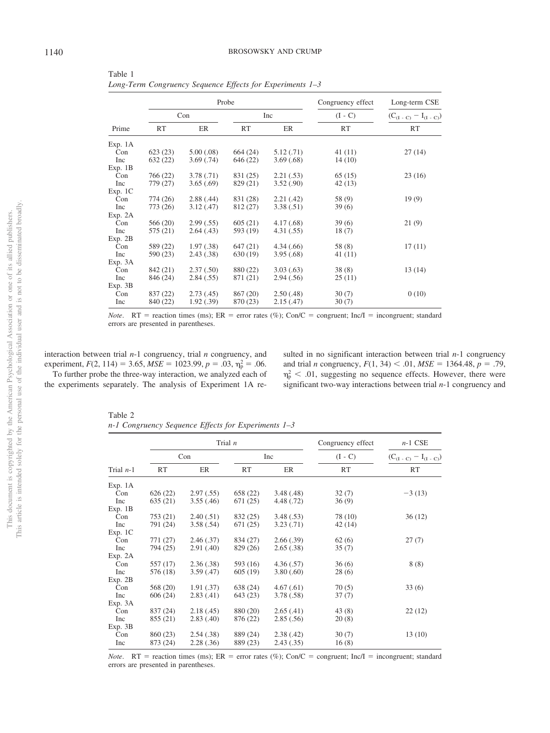Table 1
*Long-Term Congruency Sequence Effects for Experiments 1–3*

| | Probe | | | | Congruency effect | Long-term CSE |
|---|---|---|---|---|---|---|
| | Con | | Inc | | (I - C) | $(C_{(I-C)} - I_{(I-C)})$ |
| Prime | RT | ER | RT | ER | RT | RT |
| Exp. 1A | | | | | | |
| Con | 623 (23) | 5.00 (.08) | 664 (24) | 5.12 (.71) | 41 (11) | 27 (14) |
| Inc | 632 (22) | 3.69 (.74) | 646 (22) | 3.69 (.68) | 14 (10) | |
| Exp. 1B | | | | | | |
| Con | 766 (22) | 3.78 (.71) | 831 (25) | 2.21 (.53) | 65 (15) | 23 (16) |
| Inc | 779 (27) | 3.65 (.69) | 829 (21) | 3.52 (.90) | 42 (13) | |
| Exp. 1C | | | | | | |
| Con | 774 (26) | 2.88 (.44) | 831 (28) | 2.21 (.42) | 58 (9) | 19 (9) |
| Inc | 773 (26) | 3.12 (.47) | 812 (27) | 3.38 (.51) | 39 (6) | |
| Exp. 2A | | | | | | |
| Con | 566 (20) | 2.99 (.55) | 605 (21) | 4.17 (.68) | 39 (6) | 21 (9) |
| Inc | 575 (21) | 2.64 (.43) | 593 (19) | 4.31 (.55) | 18 (7) | |
| Exp. 2B | | | | | | |
| Con | 589 (22) | 1.97 (.38) | 647 (21) | 4.34 (.66) | 58 (8) | 17 (11) |
| Inc | 590 (23) | 2.43 (.38) | 630 (19) | 3.95 (.68) | 41 (11) | |
| Exp. 3A | | | | | | |
| Con | 842 (21) | 2.37 (.50) | 880 (22) | 3.03 (.63) | 38 (8) | 13 (14) |
| Inc | 846 (24) | 2.84 (.55) | 871 (21) | 2.94 (.56) | 25 (11) | |
| Exp. 3B | | | | | | |
| Con | 837 (22) | 2.73 (.45) | 867 (20) | 2.50 (.48) | 30 (7) | 0 (10) |
| Inc | 840 (22) | 1.92 (.39) | 870 (23) | 2.15 (.47) | 30 (7) | |

*Note*. RT = reaction times (ms); ER = error rates (%); Con/C = congruent; Inc/I = incongruent; standard errors are presented in parentheses.

interaction between trial *n*-1 congruency, trial *n* congruency, and experiment, $F(2, 114) = 3.65$, $MSE = 1023.99$, $p = .03$, $\eta_p^2 = .06$.

To further probe the three-way interaction, we analyzed each of the experiments separately. The analysis of Experiment 1A resulted in no significant interaction between trial *n*-1 congruency and trial *n* congruency, $F(1, 34) < .01$, $MSE = 1364.48$, $p = .79$, $\eta_p^2 < .01$, suggesting no sequence effects. However, there were significant two-way interactions between trial *n*-1 congruency and

Table 2
*n-1 Congruency Sequence Effects for Experiments 1–3*

| | Trial *n* | | | | Congruency effect | *n*-1 CSE |
|---|---|---|---|---|---|---|
| | Con | | Inc | | (I - C) | $(C_{(I-C)} - I_{(I-C)})$ |
| Trial *n*-1 | RT | ER | RT | ER | RT | RT |
| Exp. 1A | | | | | | |
| Con | 626 (22) | 2.97 (.55) | 658 (22) | 3.48 (.48) | 32 (7) | −3 (13) |
| Inc | 635 (21) | 3.55 (.46) | 671 (25) | 4.48 (.72) | 36 (9) | |
| Exp. 1B | | | | | | |
| Con | 753 (21) | 2.40 (.51) | 832 (25) | 3.48 (.53) | 78 (10) | 36 (12) |
| Inc | 791 (24) | 3.58 (.54) | 671 (25) | 3.23 (.71) | 42 (14) | |
| Exp. 1C | | | | | | |
| Con | 771 (27) | 2.46 (.37) | 834 (27) | 2.66 (.39) | 62 (6) | 27 (7) |
| Inc | 794 (25) | 2.91 (.40) | 829 (26) | 2.65 (.38) | 35 (7) | |
| Exp. 2A | | | | | | |
| Con | 557 (17) | 2.36 (.38) | 593 (16) | 4.36 (.57) | 36 (6) | 8 (8) |
| Inc | 576 (18) | 3.59 (.47) | 605 (19) | 3.80 (.60) | 28 (6) | |
| Exp. 2B | | | | | | |
| Con | 568 (20) | 1.91 (.37) | 638 (24) | 4.67 (.61) | 70 (5) | 33 (6) |
| Inc | 606 (24) | 2.83 (.41) | 643 (23) | 3.78 (.58) | 37 (7) | |
| Exp. 3A | | | | | | |
| Con | 837 (24) | 2.18 (.45) | 880 (20) | 2.65 (.41) | 43 (8) | 22 (12) |
| Inc | 855 (21) | 2.83 (.40) | 876 (22) | 2.85 (.56) | 20 (8) | |
| Exp. 3B | | | | | | |
| Con | 860 (23) | 2.54 (.38) | 889 (24) | 2.38 (.42) | 30 (7) | 13 (10) |
| Inc | 873 (24) | 2.28 (.36) | 889 (23) | 2.43 (.35) | 16 (8) | |

*Note*. RT = reaction times (ms); ER = error rates (%); Con/C = congruent; Inc/I = incongruent; standard errors are presented in parentheses.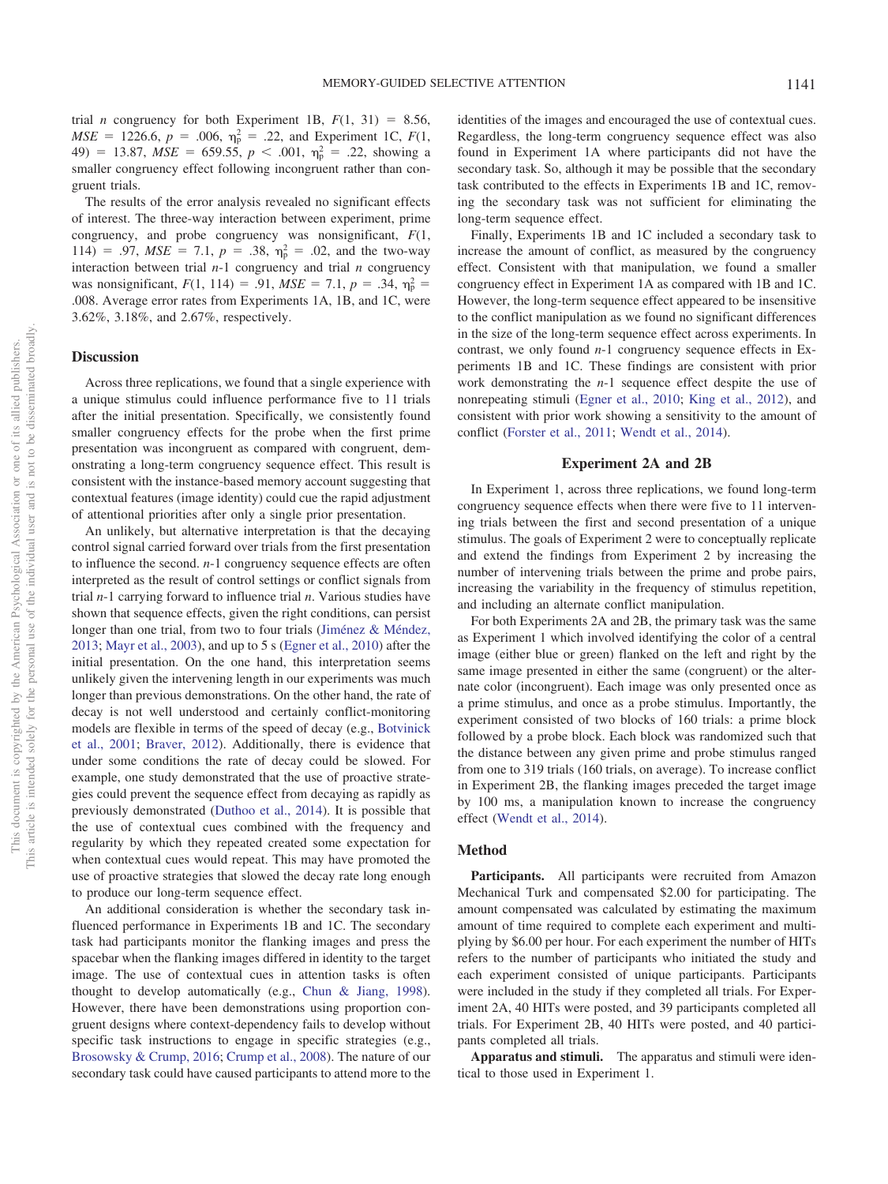trial $n$ congruency for both Experiment 1B, $F(1, 31) = 8.56$, $MSE = 1226.6$, $p = .006$, $\eta_p^2 = .22$, and Experiment 1C, $F(1, 49) = 13.87$, $MSE = 659.55$, $p < .001$, $\eta_p^2 = .22$, showing a smaller congruency effect following incongruent rather than congruent trials.

The results of the error analysis revealed no significant effects of interest. The three-way interaction between experiment, prime congruency, and probe congruency was nonsignificant, $F(1, 114) = .97$, $MSE = 7.1$, $p = .38$, $\eta_p^2 = .02$, and the two-way interaction between trial $n$-1 congruency and trial $n$ congruency was nonsignificant, $F(1, 114) = .91$, $MSE = 7.1$, $p = .34$, $\eta_p^2 = .008$. Average error rates from Experiments 1A, 1B, and 1C, were 3.62%, 3.18%, and 2.67%, respectively.

## Discussion

Across three replications, we found that a single experience with a unique stimulus could influence performance five to 11 trials after the initial presentation. Specifically, we consistently found smaller congruency effects for the probe when the first prime presentation was incongruent as compared with congruent, demonstrating a long-term congruency sequence effect. This result is consistent with the instance-based memory account suggesting that contextual features (image identity) could cue the rapid adjustment of attentional priorities after only a single prior presentation.

An unlikely, but alternative interpretation is that the decaying control signal carried forward over trials from the first presentation to influence the second. $n$-1 congruency sequence effects are often interpreted as the result of control settings or conflict signals from trial $n$-1 carrying forward to influence trial $n$. Various studies have shown that sequence effects, given the right conditions, can persist longer than one trial, from two to four trials (Jiménez & Méndez, 2013; Mayr et al., 2003), and up to 5 s (Egner et al., 2010) after the initial presentation. On the one hand, this interpretation seems unlikely given the intervening length in our experiments was much longer than previous demonstrations. On the other hand, the rate of decay is not well understood and certainly conflict-monitoring models are flexible in terms of the speed of decay (e.g., Botvinick et al., 2001; Braver, 2012). Additionally, there is evidence that under some conditions the rate of decay could be slowed. For example, one study demonstrated that the use of proactive strategies could prevent the sequence effect from decaying as rapidly as previously demonstrated (Duthoo et al., 2014). It is possible that the use of contextual cues combined with the frequency and regularity by which they repeated created some expectation for when contextual cues would repeat. This may have promoted the use of proactive strategies that slowed the decay rate long enough to produce our long-term sequence effect.

An additional consideration is whether the secondary task influenced performance in Experiments 1B and 1C. The secondary task had participants monitor the flanking images and press the spacebar when the flanking images differed in identity to the target image. The use of contextual cues in attention tasks is often thought to develop automatically (e.g., Chun & Jiang, 1998). However, there have been demonstrations using proportion congruent designs where context-dependency fails to develop without specific task instructions to engage in specific strategies (e.g., Brosowsky & Crump, 2016; Crump et al., 2008). The nature of our secondary task could have caused participants to attend more to the identities of the images and encouraged the use of contextual cues. Regardless, the long-term congruency sequence effect was also found in Experiment 1A where participants did not have the secondary task. So, although it may be possible that the secondary task contributed to the effects in Experiments 1B and 1C, removing the secondary task was not sufficient for eliminating the long-term sequence effect.

Finally, Experiments 1B and 1C included a secondary task to increase the amount of conflict, as measured by the congruency effect. Consistent with that manipulation, we found a smaller congruency effect in Experiment 1A as compared with 1B and 1C. However, the long-term sequence effect appeared to be insensitive to the conflict manipulation as we found no significant differences in the size of the long-term sequence effect across experiments. In contrast, we only found $n$-1 congruency sequence effects in Experiments 1B and 1C. These findings are consistent with prior work demonstrating the $n$-1 sequence effect despite the use of nonrepeating stimuli (Egner et al., 2010; King et al., 2012), and consistent with prior work showing a sensitivity to the amount of conflict (Forster et al., 2011; Wendt et al., 2014).

## Experiment 2A and 2B

In Experiment 1, across three replications, we found long-term congruency sequence effects when there were five to 11 intervening trials between the first and second presentation of a unique stimulus. The goals of Experiment 2 were to conceptually replicate and extend the findings from Experiment 2 by increasing the number of intervening trials between the prime and probe pairs, increasing the variability in the frequency of stimulus repetition, and including an alternate conflict manipulation.

For both Experiments 2A and 2B, the primary task was the same as Experiment 1 which involved identifying the color of a central image (either blue or green) flanked on the left and right by the same image presented in either the same (congruent) or the alternate color (incongruent). Each image was only presented once as a prime stimulus, and once as a probe stimulus. Importantly, the experiment consisted of two blocks of 160 trials: a prime block followed by a probe block. Each block was randomized such that the distance between any given prime and probe stimulus ranged from one to 319 trials (160 trials, on average). To increase conflict in Experiment 2B, the flanking images preceded the target image by 100 ms, a manipulation known to increase the congruency effect (Wendt et al., 2014).

## Method

**Participants.** All participants were recruited from Amazon Mechanical Turk and compensated $2.00 for participating. The amount compensated was calculated by estimating the maximum amount of time required to complete each experiment and multiplying by $6.00 per hour. For each experiment the number of HITs refers to the number of participants who initiated the study and each experiment consisted of unique participants. Participants were included in the study if they completed all trials. For Experiment 2A, 40 HITs were posted, and 39 participants completed all trials. For Experiment 2B, 40 HITs were posted, and 40 participants completed all trials.

**Apparatus and stimuli.** The apparatus and stimuli were identical to those used in Experiment 1.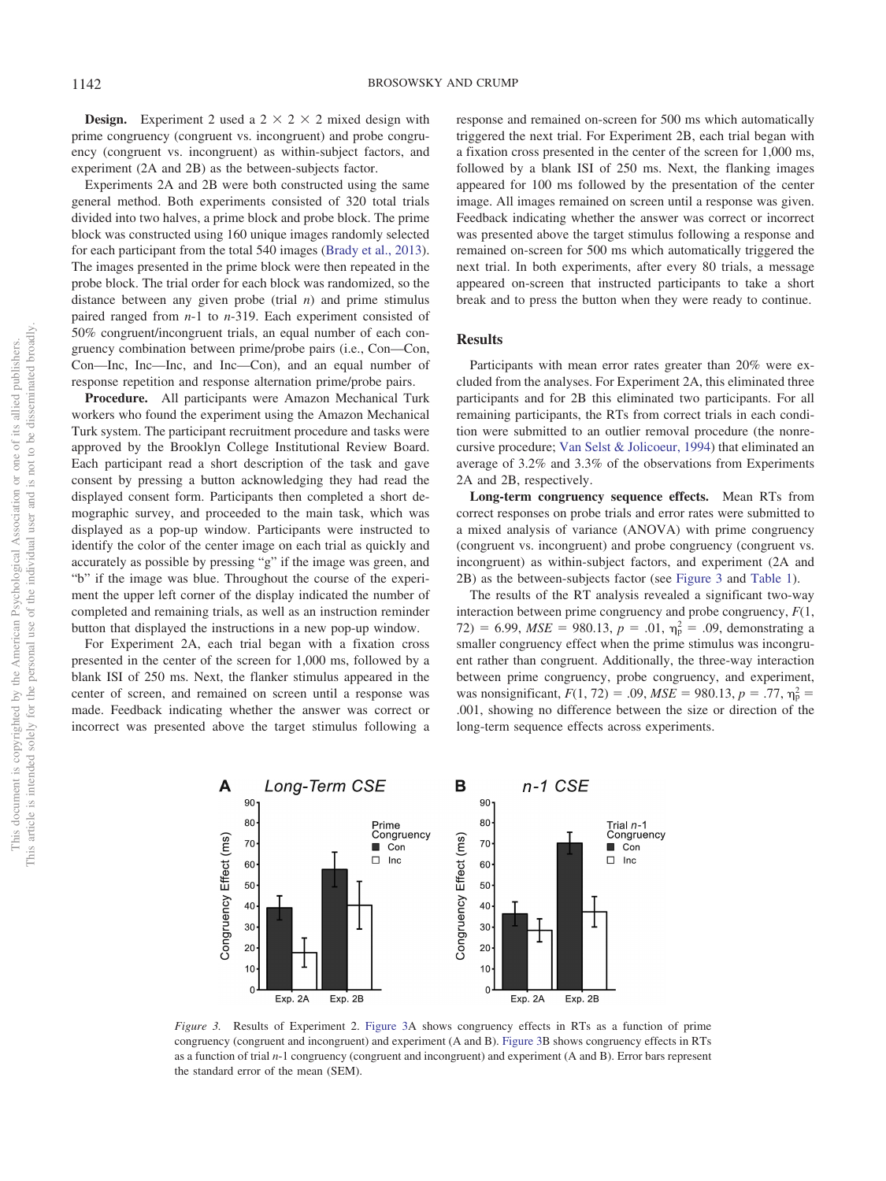**Design.** Experiment 2 used a 2 × 2 × 2 mixed design with prime congruency (congruent vs. incongruent) and probe congruency (congruent vs. incongruent) as within-subject factors, and experiment (2A and 2B) as the between-subjects factor.

Experiments 2A and 2B were both constructed using the same general method. Both experiments consisted of 320 total trials divided into two halves, a prime block and probe block. The prime block was constructed using 160 unique images randomly selected for each participant from the total 540 images (Brady et al., 2013). The images presented in the prime block were then repeated in the probe block. The trial order for each block was randomized, so the distance between any given probe (trial *n*) and prime stimulus paired ranged from *n*-1 to *n*-319. Each experiment consisted of 50% congruent/incongruent trials, an equal number of each congruency combination between prime/probe pairs (i.e., Con—Con, Con—Inc, Inc—Inc, and Inc—Con), and an equal number of response repetition and response alternation prime/probe pairs.

**Procedure.** All participants were Amazon Mechanical Turk workers who found the experiment using the Amazon Mechanical Turk system. The participant recruitment procedure and tasks were approved by the Brooklyn College Institutional Review Board. Each participant read a short description of the task and gave consent by pressing a button acknowledging they had read the displayed consent form. Participants then completed a short demographic survey, and proceeded to the main task, which was displayed as a pop-up window. Participants were instructed to identify the color of the center image on each trial as quickly and accurately as possible by pressing "g" if the image was green, and "b" if the image was blue. Throughout the course of the experiment the upper left corner of the display indicated the number of completed and remaining trials, as well as an instruction reminder button that displayed the instructions in a new pop-up window.

For Experiment 2A, each trial began with a fixation cross presented in the center of the screen for 1,000 ms, followed by a blank ISI of 250 ms. Next, the flanker stimulus appeared in the center of screen, and remained on screen until a response was made. Feedback indicating whether the answer was correct or incorrect was presented above the target stimulus following a response and remained on-screen for 500 ms which automatically triggered the next trial. For Experiment 2B, each trial began with a fixation cross presented in the center of the screen for 1,000 ms, followed by a blank ISI of 250 ms. Next, the flanking images appeared for 100 ms followed by the presentation of the center image. All images remained on screen until a response was given. Feedback indicating whether the answer was correct or incorrect was presented above the target stimulus following a response and remained on-screen for 500 ms which automatically triggered the next trial. In both experiments, after every 80 trials, a message appeared on-screen that instructed participants to take a short break and to press the button when they were ready to continue.

## Results

Participants with mean error rates greater than 20% were excluded from the analyses. For Experiment 2A, this eliminated three participants and for 2B this eliminated two participants. For all remaining participants, the RTs from correct trials in each condition were submitted to an outlier removal procedure (the nonrecursive procedure; Van Selst & Jolicoeur, 1994) that eliminated an average of 3.2% and 3.3% of the observations from Experiments 2A and 2B, respectively.

**Long-term congruency sequence effects.** Mean RTs from correct responses on probe trials and error rates were submitted to a mixed analysis of variance (ANOVA) with prime congruency (congruent vs. incongruent) and probe congruency (congruent vs. incongruent) as within-subject factors, and experiment (2A and 2B) as the between-subjects factor (see Figure 3 and Table 1).

The results of the RT analysis revealed a significant two-way interaction between prime congruency and probe congruency, $F(1, 72) = 6.99$, $MSE = 980.13$, $p = .01$, $\eta_p^2 = .09$, demonstrating a smaller congruency effect when the prime stimulus was incongruent rather than congruent. Additionally, the three-way interaction between prime congruency, probe congruency, and experiment, was nonsignificant, $F(1, 72) = .09$, $MSE = 980.13$, $p = .77$, $\eta_p^2 = .001$, showing no difference between the size or direction of the long-term sequence effects across experiments.

*Figure 3.* Results of Experiment 2. Figure 3A shows congruency effects in RTs as a function of prime congruency (congruent and incongruent) and experiment (A and B). Figure 3B shows congruency effects in RTs as a function of trial *n*-1 congruency (congruent and incongruent) and experiment (A and B). Error bars represent the standard error of the mean (SEM).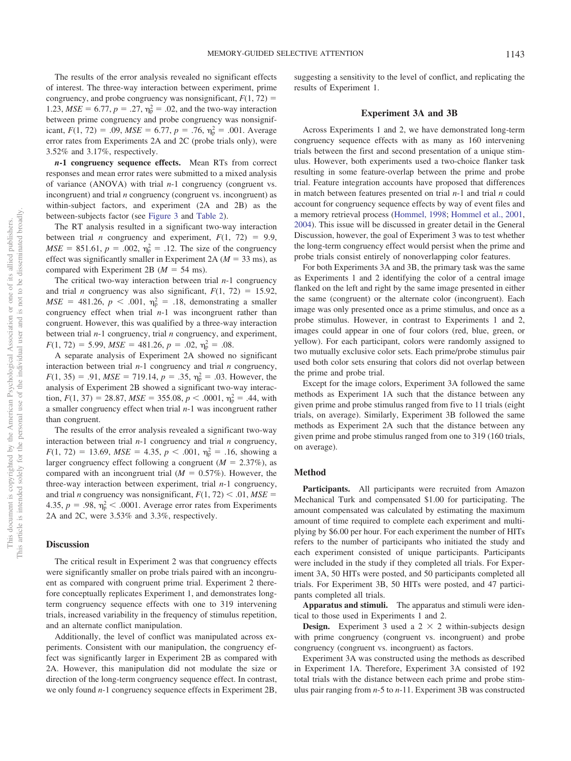The results of the error analysis revealed no significant effects of interest. The three-way interaction between experiment, prime congruency, and probe congruency was nonsignificant, $F(1, 72) = 1.23$, $MSE = 6.77$, $p = .27$, $\eta_p^2 = .02$, and the two-way interaction between prime congruency and probe congruency was nonsignificant, $F(1, 72) = .09$, $MSE = 6.77$, $p = .76$, $\eta_p^2 = .001$. Average error rates from Experiments 2A and 2C (probe trials only), were 3.52% and 3.17%, respectively.

***n*-1 congruency sequence effects.** Mean RTs from correct responses and mean error rates were submitted to a mixed analysis of variance (ANOVA) with trial *n*-1 congruency (congruent vs. incongruent) and trial *n* congruency (congruent vs. incongruent) as within-subject factors, and experiment (2A and 2B) as the between-subjects factor (see Figure 3 and Table 2).

The RT analysis resulted in a significant two-way interaction between trial *n* congruency and experiment, $F(1, 72) = 9.9$, $MSE = 851.61$, $p = .002$, $\eta_p^2 = .12$. The size of the congruency effect was significantly smaller in Experiment 2A ($M = 33$ ms), as compared with Experiment 2B ($M = 54$ ms).

The critical two-way interaction between trial *n*-1 congruency and trial *n* congruency was also significant, $F(1, 72) = 15.92$, $MSE = 481.26$, $p < .001$, $\eta_p^2 = .18$, demonstrating a smaller congruency effect when trial *n*-1 was incongruent rather than congruent. However, this was qualified by a three-way interaction between trial *n*-1 congruency, trial *n* congruency, and experiment, $F(1, 72) = 5.99$, $MSE = 481.26$, $p = .02$, $\eta_p^2 = .08$.

A separate analysis of Experiment 2A showed no significant interaction between trial *n*-1 congruency and trial *n* congruency, $F(1, 35) = .91$, $MSE = 719.14$, $p = .35$, $\eta_p^2 = .03$. However, the analysis of Experiment 2B showed a significant two-way interaction, $F(1, 37) = 28.87$, $MSE = 355.08$, $p < .0001$, $\eta_p^2 = .44$, with a smaller congruency effect when trial *n*-1 was incongruent rather than congruent.

The results of the error analysis revealed a significant two-way interaction between trial *n*-1 congruency and trial *n* congruency, $F(1, 72) = 13.69$, $MSE = 4.35$, $p < .001$, $\eta_p^2 = .16$, showing a larger congruency effect following a congruent ($M = 2.37\%$), as compared with an incongruent trial ($M = 0.57\%$). However, the three-way interaction between experiment, trial *n*-1 congruency, and trial *n* congruency was nonsignificant, $F(1, 72) < .01$, $MSE = 4.35$, $p = .98$, $\eta_p^2 < .0001$. Average error rates from Experiments 2A and 2C, were 3.53% and 3.3%, respectively.

### Discussion

The critical result in Experiment 2 was that congruency effects were significantly smaller on probe trials paired with an incongruent as compared with congruent prime trial. Experiment 2 therefore conceptually replicates Experiment 1, and demonstrates long-term congruency sequence effects with one to 319 intervening trials, increased variability in the frequency of stimulus repetition, and an alternate conflict manipulation.

Additionally, the level of conflict was manipulated across experiments. Consistent with our manipulation, the congruency effect was significantly larger in Experiment 2B as compared with 2A. However, this manipulation did not modulate the size or direction of the long-term congruency sequence effect. In contrast, we only found *n*-1 congruency sequence effects in Experiment 2B, suggesting a sensitivity to the level of conflict, and replicating the results of Experiment 1.

## Experiment 3A and 3B

Across Experiments 1 and 2, we have demonstrated long-term congruency sequence effects with as many as 160 intervening trials between the first and second presentation of a unique stimulus. However, both experiments used a two-choice flanker task resulting in some feature-overlap between the prime and probe trial. Feature integration accounts have proposed that differences in match between features presented on trial *n*-1 and trial *n* could account for congruency sequence effects by way of event files and a memory retrieval process (Hommel, 1998; Hommel et al., 2001, 2004). This issue will be discussed in greater detail in the General Discussion, however, the goal of Experiment 3 was to test whether the long-term congruency effect would persist when the prime and probe trials consist entirely of nonoverlapping color features.

For both Experiments 3A and 3B, the primary task was the same as Experiments 1 and 2 identifying the color of a central image flanked on the left and right by the same image presented in either the same (congruent) or the alternate color (incongruent). Each image was only presented once as a prime stimulus, and once as a probe stimulus. However, in contrast to Experiments 1 and 2, images could appear in one of four colors (red, blue, green, or yellow). For each participant, colors were randomly assigned to two mutually exclusive color sets. Each prime/probe stimulus pair used both color sets ensuring that colors did not overlap between the prime and probe trial.

Except for the image colors, Experiment 3A followed the same methods as Experiment 1A such that the distance between any given prime and probe stimulus ranged from five to 11 trials (eight trials, on average). Similarly, Experiment 3B followed the same methods as Experiment 2A such that the distance between any given prime and probe stimulus ranged from one to 319 (160 trials, on average).

### Method

**Participants.** All participants were recruited from Amazon Mechanical Turk and compensated $1.00 for participating. The amount compensated was calculated by estimating the maximum amount of time required to complete each experiment and multiplying by $6.00 per hour. For each experiment the number of HITs refers to the number of participants who initiated the study and each experiment consisted of unique participants. Participants were included in the study if they completed all trials. For Experiment 3A, 50 HITs were posted, and 50 participants completed all trials. For Experiment 3B, 50 HITs were posted, and 47 participants completed all trials.

**Apparatus and stimuli.** The apparatus and stimuli were identical to those used in Experiments 1 and 2.

**Design.** Experiment 3 used a 2 × 2 within-subjects design with prime congruency (congruent vs. incongruent) and probe congruency (congruent vs. incongruent) as factors.

Experiment 3A was constructed using the methods as described in Experiment 1A. Therefore, Experiment 3A consisted of 192 total trials with the distance between each prime and probe stimulus pair ranging from *n*-5 to *n*-11. Experiment 3B was constructed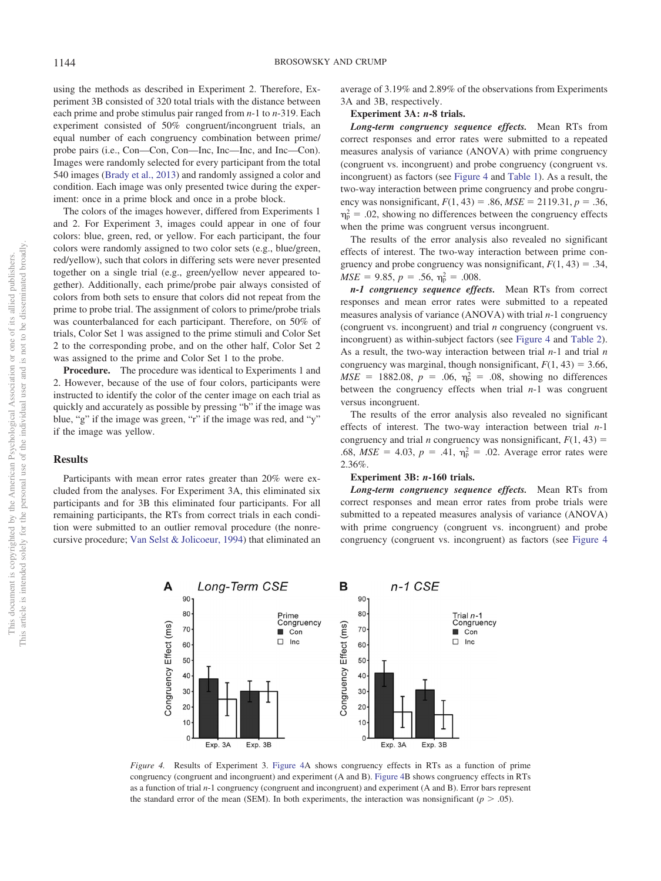using the methods as described in Experiment 2. Therefore, Experiment 3B consisted of 320 total trials with the distance between each prime and probe stimulus pair ranged from *n*-1 to *n*-319. Each experiment consisted of 50% congruent/incongruent trials, an equal number of each congruency combination between prime/probe pairs (i.e., Con—Con, Con—Inc, Inc—Inc, and Inc—Con). Images were randomly selected for every participant from the total 540 images (Brady et al., 2013) and randomly assigned a color and condition. Each image was only presented twice during the experiment: once in a prime block and once in a probe block.

The colors of the images however, differed from Experiments 1 and 2. For Experiment 3, images could appear in one of four colors: blue, green, red, or yellow. For each participant, the four colors were randomly assigned to two color sets (e.g., blue/green, red/yellow), such that colors in differing sets were never presented together on a single trial (e.g., green/yellow never appeared together). Additionally, each prime/probe pair always consisted of colors from both sets to ensure that colors did not repeat from the prime to probe trial. The assignment of colors to prime/probe trials was counterbalanced for each participant. Therefore, on 50% of trials, Color Set 1 was assigned to the prime stimuli and Color Set 2 to the corresponding probe, and on the other half, Color Set 2 was assigned to the prime and Color Set 1 to the probe.

**Procedure.** The procedure was identical to Experiments 1 and 2. However, because of the use of four colors, participants were instructed to identify the color of the center image on each trial as quickly and accurately as possible by pressing "b" if the image was blue, "g" if the image was green, "r" if the image was red, and "y" if the image was yellow.

## Results

Participants with mean error rates greater than 20% were excluded from the analyses. For Experiment 3A, this eliminated six participants and for 3B this eliminated four participants. For all remaining participants, the RTs from correct trials in each condition were submitted to an outlier removal procedure (the nonrecursive procedure; Van Selst & Jolicoeur, 1994) that eliminated an average of 3.19% and 2.89% of the observations from Experiments 3A and 3B, respectively.

**Experiment 3A: *n*-8 trials.**

***Long-term congruency sequence effects.*** Mean RTs from correct responses and error rates were submitted to a repeated measures analysis of variance (ANOVA) with prime congruency (congruent vs. incongruent) and probe congruency (congruent vs. incongruent) as factors (see Figure 4 and Table 1). As a result, the two-way interaction between prime congruency and probe congruency was nonsignificant, $F(1, 43) = .86$, $MSE = 2119.31$, $p = .36$, $\eta_p^2 = .02$, showing no differences between the congruency effects when the prime was congruent versus incongruent.

The results of the error analysis also revealed no significant effects of interest. The two-way interaction between prime congruency and probe congruency was nonsignificant, $F(1, 43) = .34$, $MSE = 9.85$, $p = .56$, $\eta_p^2 = .008$.

***n-1 congruency sequence effects.*** Mean RTs from correct responses and mean error rates were submitted to a repeated measures analysis of variance (ANOVA) with trial *n*-1 congruency (congruent vs. incongruent) and trial *n* congruency (congruent vs. incongruent) as within-subject factors (see Figure 4 and Table 2). As a result, the two-way interaction between trial *n*-1 and trial *n* congruency was marginal, though nonsignificant, $F(1, 43) = 3.66$, $MSE = 1882.08$, $p = .06$, $\eta_p^2 = .08$, showing no differences between the congruency effects when trial *n*-1 was congruent versus incongruent.

The results of the error analysis also revealed no significant effects of interest. The two-way interaction between trial *n*-1 congruency and trial *n* congruency was nonsignificant, $F(1, 43) = .68$, $MSE = 4.03$, $p = .41$, $\eta_p^2 = .02$. Average error rates were 2.36%.

**Experiment 3B: *n*-160 trials.**

***Long-term congruency sequence effects.*** Mean RTs from correct responses and mean error rates from probe trials were submitted to a repeated measures analysis of variance (ANOVA) with prime congruency (congruent vs. incongruent) and probe congruency (congruent vs. incongruent) as factors (see Figure 4

*Figure 4.* Results of Experiment 3. Figure 4A shows congruency effects in RTs as a function of prime congruency (congruent and incongruent) and experiment (A and B). Figure 4B shows congruency effects in RTs as a function of trial *n*-1 congruency (congruent and incongruent) and experiment (A and B). Error bars represent the standard error of the mean (SEM). In both experiments, the interaction was nonsignificant ($p > .05$).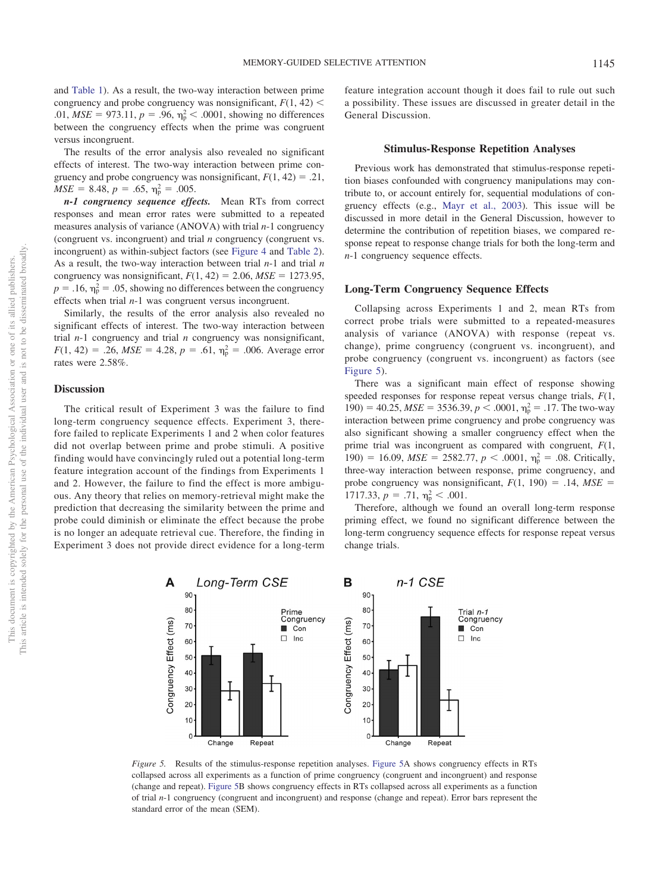and Table 1). As a result, the two-way interaction between prime congruency and probe congruency was nonsignificant, $F(1, 42) < .01$, $MSE = 973.11$, $p = .96$, $\eta_p^2 < .0001$, showing no differences between the congruency effects when the prime was congruent versus incongruent.

The results of the error analysis also revealed no significant effects of interest. The two-way interaction between prime congruency and probe congruency was nonsignificant, $F(1, 42) = .21$, $MSE = 8.48$, $p = .65$, $\eta_p^2 = .005$.

***n-1* congruency sequence effects.** Mean RTs from correct responses and mean error rates were submitted to a repeated measures analysis of variance (ANOVA) with trial *n*-1 congruency (congruent vs. incongruent) and trial *n* congruency (congruent vs. incongruent) as within-subject factors (see Figure 4 and Table 2). As a result, the two-way interaction between trial *n*-1 and trial *n* congruency was nonsignificant, $F(1, 42) = 2.06$, $MSE = 1273.95$, $p = .16$, $\eta_p^2 = .05$, showing no differences between the congruency effects when trial *n*-1 was congruent versus incongruent.

Similarly, the results of the error analysis also revealed no significant effects of interest. The two-way interaction between trial *n*-1 congruency and trial *n* congruency was nonsignificant, $F(1, 42) = .26$, $MSE = 4.28$, $p = .61$, $\eta_p^2 = .006$. Average error rates were 2.58%.

## Discussion

The critical result of Experiment 3 was the failure to find long-term congruency sequence effects. Experiment 3, therefore failed to replicate Experiments 1 and 2 when color features did not overlap between prime and probe stimuli. A positive finding would have convincingly ruled out a potential long-term feature integration account of the findings from Experiments 1 and 2. However, the failure to find the effect is more ambiguous. Any theory that relies on memory-retrieval might make the prediction that decreasing the similarity between the prime and probe could diminish or eliminate the effect because the probe is no longer an adequate retrieval cue. Therefore, the finding in Experiment 3 does not provide direct evidence for a long-term feature integration account though it does fail to rule out such a possibility. These issues are discussed in greater detail in the General Discussion.

## Stimulus-Response Repetition Analyses

Previous work has demonstrated that stimulus-response repetition biases confounded with congruency manipulations may contribute to, or account entirely for, sequential modulations of congruency effects (e.g., Mayr et al., 2003). This issue will be discussed in more detail in the General Discussion, however to determine the contribution of repetition biases, we compared response repeat to response change trials for both the long-term and *n*-1 congruency sequence effects.

## Long-Term Congruency Sequence Effects

Collapsing across Experiments 1 and 2, mean RTs from correct probe trials were submitted to a repeated-measures analysis of variance (ANOVA) with response (repeat vs. change), prime congruency (congruent vs. incongruent), and probe congruency (congruent vs. incongruent) as factors (see Figure 5).

There was a significant main effect of response showing speeded responses for response repeat versus change trials, $F(1, 190) = 40.25$, $MSE = 3536.39$, $p < .0001$, $\eta_p^2 = .17$. The two-way interaction between prime congruency and probe congruency was also significant showing a smaller congruency effect when the prime trial was incongruent as compared with congruent, $F(1, 190) = 16.09$, $MSE = 2582.77$, $p < .0001$, $\eta_p^2 = .08$. Critically, three-way interaction between response, prime congruency, and probe congruency was nonsignificant, $F(1, 190) = .14$, $MSE = 1717.33$, $p = .71$, $\eta_p^2 < .001$.

Therefore, although we found an overall long-term response priming effect, we found no significant difference between the long-term congruency sequence effects for response repeat versus change trials.

*Figure 5.* Results of the stimulus-response repetition analyses. Figure 5A shows congruency effects in RTs collapsed across all experiments as a function of prime congruency (congruent and incongruent) and response (change and repeat). Figure 5B shows congruency effects in RTs collapsed across all experiments as a function of trial *n*-1 congruency (congruent and incongruent) and response (change and repeat). Error bars represent the standard error of the mean (SEM).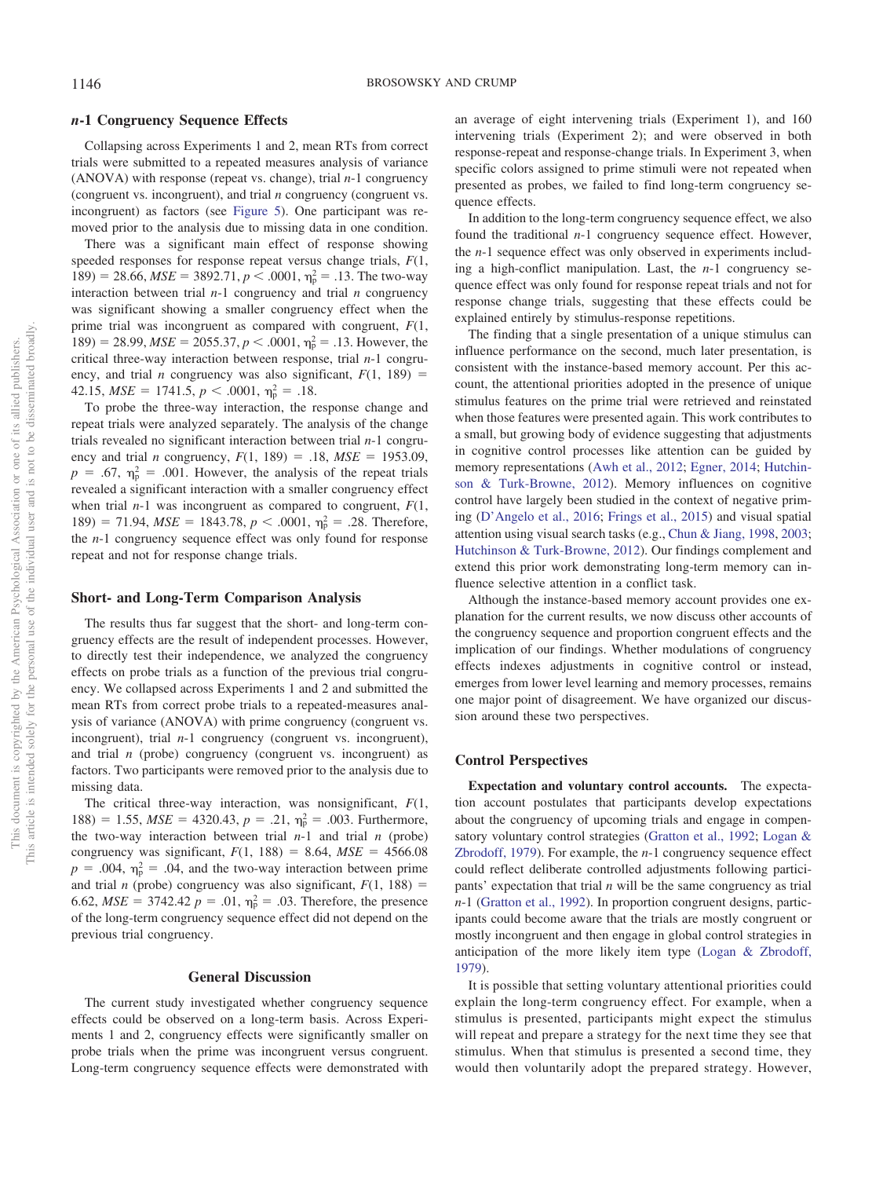### *n*-1 Congruency Sequence Effects

Collapsing across Experiments 1 and 2, mean RTs from correct trials were submitted to a repeated measures analysis of variance (ANOVA) with response (repeat vs. change), trial *n*-1 congruency (congruent vs. incongruent), and trial *n* congruency (congruent vs. incongruent) as factors (see Figure 5). One participant was removed prior to the analysis due to missing data in one condition.

There was a significant main effect of response showing speeded responses for response repeat versus change trials, $F(1, 189) = 28.66$, $MSE = 3892.71$, $p < .0001$, $\eta_p^2 = .13$. The two-way interaction between trial *n*-1 congruency and trial *n* congruency was significant showing a smaller congruency effect when the prime trial was incongruent as compared with congruent, $F(1, 189) = 28.99$, $MSE = 2055.37$, $p < .0001$, $\eta_p^2 = .13$. However, the critical three-way interaction between response, trial *n*-1 congruency, and trial *n* congruency was also significant, $F(1, 189) = 42.15$, $MSE = 1741.5$, $p < .0001$, $\eta_p^2 = .18$.

To probe the three-way interaction, the response change and repeat trials were analyzed separately. The analysis of the change trials revealed no significant interaction between trial *n*-1 congruency and trial *n* congruency, $F(1, 189) = .18$, $MSE = 1953.09$, $p = .67$, $\eta_p^2 = .001$. However, the analysis of the repeat trials revealed a significant interaction with a smaller congruency effect when trial *n*-1 was incongruent as compared to congruent, $F(1, 189) = 71.94$, $MSE = 1843.78$, $p < .0001$, $\eta_p^2 = .28$. Therefore, the *n*-1 congruency sequence effect was only found for response repeat and not for response change trials.

### Short- and Long-Term Comparison Analysis

The results thus far suggest that the short- and long-term congruency effects are the result of independent processes. However, to directly test their independence, we analyzed the congruency effects on probe trials as a function of the previous trial congruency. We collapsed across Experiments 1 and 2 and submitted the mean RTs from correct probe trials to a repeated-measures analysis of variance (ANOVA) with prime congruency (congruent vs. incongruent), trial *n*-1 congruency (congruent vs. incongruent), and trial *n* (probe) congruency (congruent vs. incongruent) as factors. Two participants were removed prior to the analysis due to missing data.

The critical three-way interaction, was nonsignificant, $F(1, 188) = 1.55$, $MSE = 4320.43$, $p = .21$, $\eta_p^2 = .003$. Furthermore, the two-way interaction between trial *n*-1 and trial *n* (probe) congruency was significant, $F(1, 188) = 8.64$, $MSE = 4566.08$ $p = .004$, $\eta_p^2 = .04$, and the two-way interaction between prime and trial *n* (probe) congruency was also significant, $F(1, 188) = 6.62$, $MSE = 3742.42$ $p = .01$, $\eta_p^2 = .03$. Therefore, the presence of the long-term congruency sequence effect did not depend on the previous trial congruency.

## General Discussion

The current study investigated whether congruency sequence effects could be observed on a long-term basis. Across Experiments 1 and 2, congruency effects were significantly smaller on probe trials when the prime was incongruent versus congruent. Long-term congruency sequence effects were demonstrated with an average of eight intervening trials (Experiment 1), and 160 intervening trials (Experiment 2); and were observed in both response-repeat and response-change trials. In Experiment 3, when specific colors assigned to prime stimuli were not repeated when presented as probes, we failed to find long-term congruency sequence effects.

In addition to the long-term congruency sequence effect, we also found the traditional *n*-1 congruency sequence effect. However, the *n*-1 sequence effect was only observed in experiments including a high-conflict manipulation. Last, the *n*-1 congruency sequence effect was only found for response repeat trials and not for response change trials, suggesting that these effects could be explained entirely by stimulus-response repetitions.

The finding that a single presentation of a unique stimulus can influence performance on the second, much later presentation, is consistent with the instance-based memory account. Per this account, the attentional priorities adopted in the presence of unique stimulus features on the prime trial were retrieved and reinstated when those features were presented again. This work contributes to a small, but growing body of evidence suggesting that adjustments in cognitive control processes like attention can be guided by memory representations (Awh et al., 2012; Egner, 2014; Hutchinson & Turk-Browne, 2012). Memory influences on cognitive control have largely been studied in the context of negative priming (D'Angelo et al., 2016; Frings et al., 2015) and visual spatial attention using visual search tasks (e.g., Chun & Jiang, 1998, 2003; Hutchinson & Turk-Browne, 2012). Our findings complement and extend this prior work demonstrating long-term memory can influence selective attention in a conflict task.

Although the instance-based memory account provides one explanation for the current results, we now discuss other accounts of the congruency sequence and proportion congruent effects and the implication of our findings. Whether modulations of congruency effects indexes adjustments in cognitive control or instead, emerges from lower level learning and memory processes, remains one major point of disagreement. We have organized our discussion around these two perspectives.

### Control Perspectives

**Expectation and voluntary control accounts.** The expectation account postulates that participants develop expectations about the congruency of upcoming trials and engage in compensatory voluntary control strategies (Gratton et al., 1992; Logan & Zbrodoff, 1979). For example, the *n*-1 congruency sequence effect could reflect deliberate controlled adjustments following participants' expectation that trial *n* will be the same congruency as trial *n*-1 (Gratton et al., 1992). In proportion congruent designs, participants could become aware that the trials are mostly congruent or mostly incongruent and then engage in global control strategies in anticipation of the more likely item type (Logan & Zbrodoff, 1979).

It is possible that setting voluntary attentional priorities could explain the long-term congruency effect. For example, when a stimulus is presented, participants might expect the stimulus will repeat and prepare a strategy for the next time they see that stimulus. When that stimulus is presented a second time, they would then voluntarily adopt the prepared strategy. However,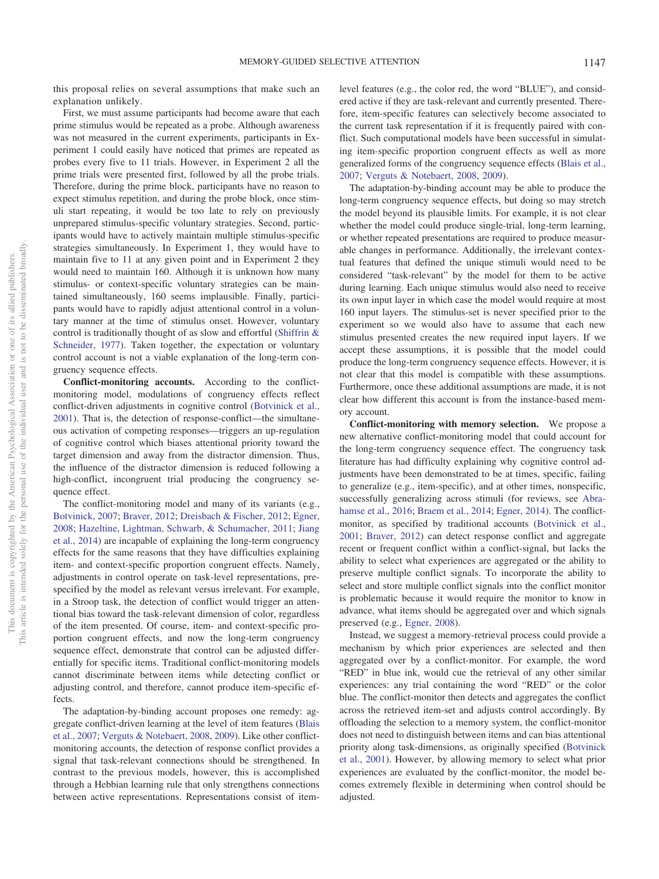this proposal relies on several assumptions that make such an explanation unlikely.

First, we must assume participants had become aware that each prime stimulus would be repeated as a probe. Although awareness was not measured in the current experiments, participants in Experiment 1 could easily have noticed that primes are repeated as probes every five to 11 trials. However, in Experiment 2 all the prime trials were presented first, followed by all the probe trials. Therefore, during the prime block, participants have no reason to expect stimulus repetition, and during the probe block, once stimuli start repeating, it would be too late to rely on previously unprepared stimulus-specific voluntary strategies. Second, participants would have to actively maintain multiple stimulus-specific strategies simultaneously. In Experiment 1, they would have to maintain five to 11 at any given point and in Experiment 2 they would need to maintain 160. Although it is unknown how many stimulus- or context-specific voluntary strategies can be maintained simultaneously, 160 seems implausible. Finally, participants would have to rapidly adjust attentional control in a voluntary manner at the time of stimulus onset. However, voluntary control is traditionally thought of as slow and effortful (Shiffrin & Schneider, 1977). Taken together, the expectation or voluntary control account is not a viable explanation of the long-term congruency sequence effects.

**Conflict-monitoring accounts.** According to the conflict-monitoring model, modulations of congruency effects reflect conflict-driven adjustments in cognitive control (Botvinick et al., 2001). That is, the detection of response-conflict—the simultaneous activation of competing responses—triggers an up-regulation of cognitive control which biases attentional priority toward the target dimension and away from the distractor dimension. Thus, the influence of the distractor dimension is reduced following a high-conflict, incongruent trial producing the congruency sequence effect.

The conflict-monitoring model and many of its variants (e.g., Botvinick, 2007; Braver, 2012; Dreisbach & Fischer, 2012; Egner, 2008; Hazeltine, Lightman, Schwarb, & Schumacher, 2011; Jiang et al., 2014) are incapable of explaining the long-term congruency effects for the same reasons that they have difficulties explaining item- and context-specific proportion congruent effects. Namely, adjustments in control operate on task-level representations, prespecified by the model as relevant versus irrelevant. For example, in a Stroop task, the detection of conflict would trigger an attentional bias toward the task-relevant dimension of color, regardless of the item presented. Of course, item- and context-specific proportion congruent effects, and now the long-term congruency sequence effect, demonstrate that control can be adjusted differentially for specific items. Traditional conflict-monitoring models cannot discriminate between items while detecting conflict or adjusting control, and therefore, cannot produce item-specific effects.

The adaptation-by-binding account proposes one remedy: aggregate conflict-driven learning at the level of item features (Blais et al., 2007; Verguts & Notebaert, 2008, 2009). Like other conflict-monitoring accounts, the detection of response conflict provides a signal that task-relevant connections should be strengthened. In contrast to the previous models, however, this is accomplished through a Hebbian learning rule that only strengthens connections between active representations. Representations consist of item-level features (e.g., the color red, the word "BLUE"), and considered active if they are task-relevant and currently presented. Therefore, item-specific features can selectively become associated to the current task representation if it is frequently paired with conflict. Such computational models have been successful in simulating item-specific proportion congruent effects as well as more generalized forms of the congruency sequence effects (Blais et al., 2007; Verguts & Notebaert, 2008, 2009).

The adaptation-by-binding account may be able to produce the long-term congruency sequence effects, but doing so may stretch the model beyond its plausible limits. For example, it is not clear whether the model could produce single-trial, long-term learning, or whether repeated presentations are required to produce measurable changes in performance. Additionally, the irrelevant contextual features that defined the unique stimuli would need to be considered "task-relevant" by the model for them to be active during learning. Each unique stimulus would also need to receive its own input layer in which case the model would require at most 160 input layers. The stimulus-set is never specified prior to the experiment so we would also have to assume that each new stimulus presented creates the new required input layers. If we accept these assumptions, it is possible that the model could produce the long-term congruency sequence effects. However, it is not clear that this model is compatible with these assumptions. Furthermore, once these additional assumptions are made, it is not clear how different this account is from the instance-based memory account.

**Conflict-monitoring with memory selection.** We propose a new alternative conflict-monitoring model that could account for the long-term congruency sequence effect. The congruency task literature has had difficulty explaining why cognitive control adjustments have been demonstrated to be at times, specific, failing to generalize (e.g., item-specific), and at other times, nonspecific, successfully generalizing across stimuli (for reviews, see Abrahamse et al., 2016; Braem et al., 2014; Egner, 2014). The conflict-monitor, as specified by traditional accounts (Botvinick et al., 2001; Braver, 2012) can detect response conflict and aggregate recent or frequent conflict within a conflict-signal, but lacks the ability to select what experiences are aggregated or the ability to preserve multiple conflict signals. To incorporate the ability to select and store multiple conflict signals into the conflict monitor is problematic because it would require the monitor to know in advance, what items should be aggregated over and which signals preserved (e.g., Egner, 2008).

Instead, we suggest a memory-retrieval process could provide a mechanism by which prior experiences are selected and then aggregated over by a conflict-monitor. For example, the word "RED" in blue ink, would cue the retrieval of any other similar experiences: any trial containing the word "RED" or the color blue. The conflict-monitor then detects and aggregates the conflict across the retrieved item-set and adjusts control accordingly. By offloading the selection to a memory system, the conflict-monitor does not need to distinguish between items and can bias attentional priority along task-dimensions, as originally specified (Botvinick et al., 2001). However, by allowing memory to select what prior experiences are evaluated by the conflict-monitor, the model becomes extremely flexible in determining when control should be adjusted.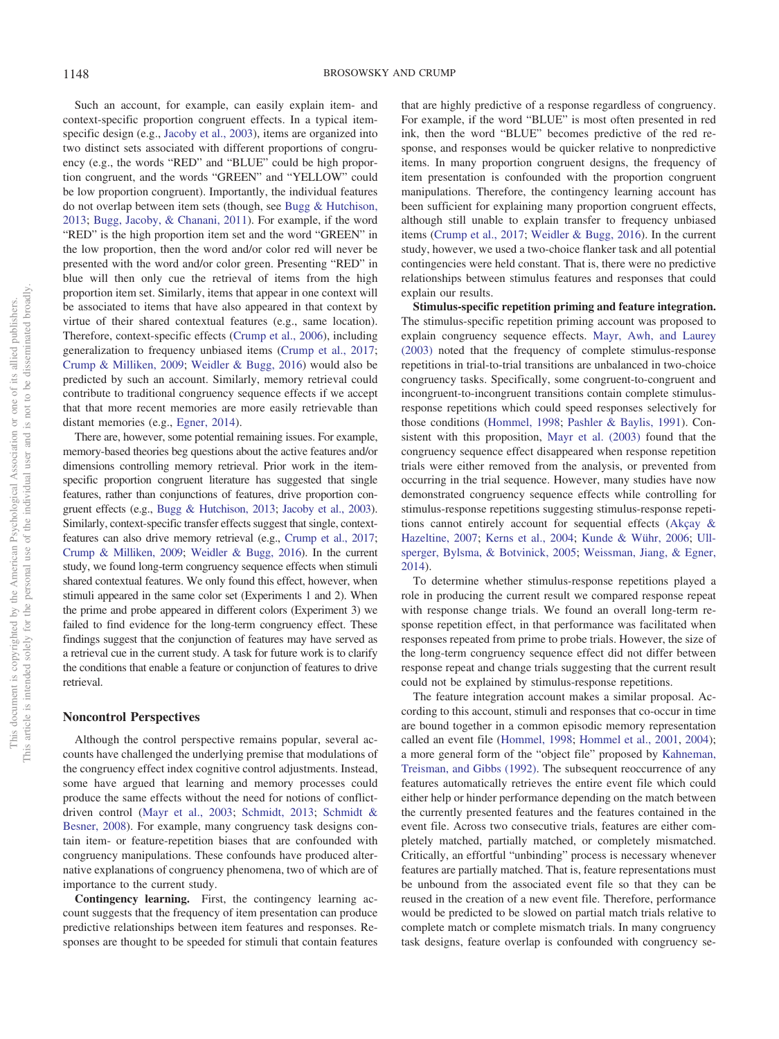Such an account, for example, can easily explain item- and context-specific proportion congruent effects. In a typical item-specific design (e.g., Jacoby et al., 2003), items are organized into two distinct sets associated with different proportions of congruency (e.g., the words "RED" and "BLUE" could be high proportion congruent, and the words "GREEN" and "YELLOW" could be low proportion congruent). Importantly, the individual features do not overlap between item sets (though, see Bugg & Hutchison, 2013; Bugg, Jacoby, & Chanani, 2011). For example, if the word "RED" is the high proportion item set and the word "GREEN" in the low proportion, then the word and/or color red will never be presented with the word and/or color green. Presenting "RED" in blue will then only cue the retrieval of items from the high proportion item set. Similarly, items that appear in one context will be associated to items that have also appeared in that context by virtue of their shared contextual features (e.g., same location). Therefore, context-specific effects (Crump et al., 2006), including generalization to frequency unbiased items (Crump et al., 2017; Crump & Milliken, 2009; Weidler & Bugg, 2016) would also be predicted by such an account. Similarly, memory retrieval could contribute to traditional congruency sequence effects if we accept that that more recent memories are more easily retrievable than distant memories (e.g., Egner, 2014).

There are, however, some potential remaining issues. For example, memory-based theories beg questions about the active features and/or dimensions controlling memory retrieval. Prior work in the item-specific proportion congruent literature has suggested that single features, rather than conjunctions of features, drive proportion congruent effects (e.g., Bugg & Hutchison, 2013; Jacoby et al., 2003). Similarly, context-specific transfer effects suggest that single, context-features can also drive memory retrieval (e.g., Crump et al., 2017; Crump & Milliken, 2009; Weidler & Bugg, 2016). In the current study, we found long-term congruency sequence effects when stimuli shared contextual features. We only found this effect, however, when stimuli appeared in the same color set (Experiments 1 and 2). When the prime and probe appeared in different colors (Experiment 3) we failed to find evidence for the long-term congruency effect. These findings suggest that the conjunction of features may have served as a retrieval cue in the current study. A task for future work is to clarify the conditions that enable a feature or conjunction of features to drive retrieval.

## Noncontrol Perspectives

Although the control perspective remains popular, several accounts have challenged the underlying premise that modulations of the congruency effect index cognitive control adjustments. Instead, some have argued that learning and memory processes could produce the same effects without the need for notions of conflict-driven control (Mayr et al., 2003; Schmidt, 2013; Schmidt & Besner, 2008). For example, many congruency task designs contain item- or feature-repetition biases that are confounded with congruency manipulations. These confounds have produced alternative explanations of congruency phenomena, two of which are of importance to the current study.

**Contingency learning.** First, the contingency learning account suggests that the frequency of item presentation can produce predictive relationships between item features and responses. Responses are thought to be speeded for stimuli that contain features that are highly predictive of a response regardless of congruency. For example, if the word "BLUE" is most often presented in red ink, then the word "BLUE" becomes predictive of the red response, and responses would be quicker relative to nonpredictive items. In many proportion congruent designs, the frequency of item presentation is confounded with the proportion congruent manipulations. Therefore, the contingency learning account has been sufficient for explaining many proportion congruent effects, although still unable to explain transfer to frequency unbiased items (Crump et al., 2017; Weidler & Bugg, 2016). In the current study, however, we used a two-choice flanker task and all potential contingencies were held constant. That is, there were no predictive relationships between stimulus features and responses that could explain our results.

**Stimulus-specific repetition priming and feature integration.** The stimulus-specific repetition priming account was proposed to explain congruency sequence effects. Mayr, Awh, and Laurey (2003) noted that the frequency of complete stimulus-response repetitions in trial-to-trial transitions are unbalanced in two-choice congruency tasks. Specifically, some congruent-to-congruent and incongruent-to-incongruent transitions contain complete stimulus-response repetitions which could speed responses selectively for those conditions (Hommel, 1998; Pashler & Baylis, 1991). Consistent with this proposition, Mayr et al. (2003) found that the congruency sequence effect disappeared when response repetition trials were either removed from the analysis, or prevented from occurring in the trial sequence. However, many studies have now demonstrated congruency sequence effects while controlling for stimulus-response repetitions suggesting stimulus-response repetitions cannot entirely account for sequential effects (Akçay & Hazeltine, 2007; Kerns et al., 2004; Kunde & Wühr, 2006; Ullsperger, Bylsma, & Botvinick, 2005; Weissman, Jiang, & Egner, 2014).

To determine whether stimulus-response repetitions played a role in producing the current result we compared response repeat with response change trials. We found an overall long-term response repetition effect, in that performance was facilitated when responses repeated from prime to probe trials. However, the size of the long-term congruency sequence effect did not differ between response repeat and change trials suggesting that the current result could not be explained by stimulus-response repetitions.

The feature integration account makes a similar proposal. According to this account, stimuli and responses that co-occur in time are bound together in a common episodic memory representation called an event file (Hommel, 1998; Hommel et al., 2001, 2004); a more general form of the "object file" proposed by Kahneman, Treisman, and Gibbs (1992). The subsequent reoccurrence of any features automatically retrieves the entire event file which could either help or hinder performance depending on the match between the currently presented features and the features contained in the event file. Across two consecutive trials, features are either completely matched, partially matched, or completely mismatched. Critically, an effortful "unbinding" process is necessary whenever features are partially matched. That is, feature representations must be unbound from the associated event file so that they can be reused in the creation of a new event file. Therefore, performance would be predicted to be slowed on partial match trials relative to complete match or complete mismatch trials. In many congruency task designs, feature overlap is confounded with congruency se-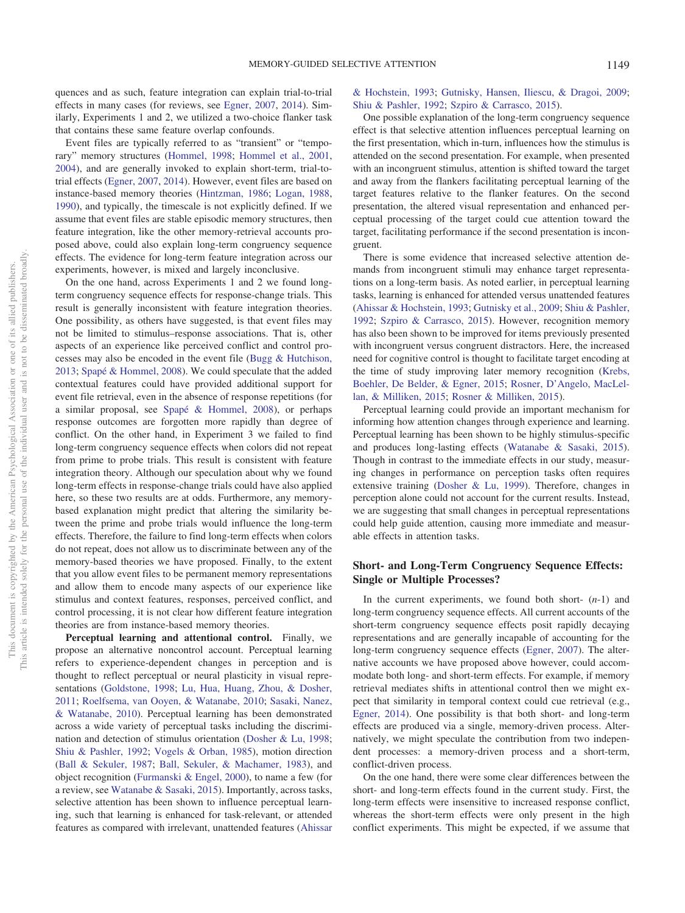quences and as such, feature integration can explain trial-to-trial effects in many cases (for reviews, see Egner, 2007, 2014). Similarly, Experiments 1 and 2, we utilized a two-choice flanker task that contains these same feature overlap confounds.

Event files are typically referred to as "transient" or "temporary" memory structures (Hommel, 1998; Hommel et al., 2001, 2004), and are generally invoked to explain short-term, trial-to-trial effects (Egner, 2007, 2014). However, event files are based on instance-based memory theories (Hintzman, 1986; Logan, 1988, 1990), and typically, the timescale is not explicitly defined. If we assume that event files are stable episodic memory structures, then feature integration, like the other memory-retrieval accounts proposed above, could also explain long-term congruency sequence effects. The evidence for long-term feature integration across our experiments, however, is mixed and largely inconclusive.

On the one hand, across Experiments 1 and 2 we found long-term congruency sequence effects for response-change trials. This result is generally inconsistent with feature integration theories. One possibility, as others have suggested, is that event files may not be limited to stimulus–response associations. That is, other aspects of an experience like perceived conflict and control processes may also be encoded in the event file (Bugg & Hutchison, 2013; Spapé & Hommel, 2008). We could speculate that the added contextual features could have provided additional support for event file retrieval, even in the absence of response repetitions (for a similar proposal, see Spapé & Hommel, 2008), or perhaps response outcomes are forgotten more rapidly than degree of conflict. On the other hand, in Experiment 3 we failed to find long-term congruency sequence effects when colors did not repeat from prime to probe trials. This result is consistent with feature integration theory. Although our speculation about why we found long-term effects in response-change trials could have also applied here, so these two results are at odds. Furthermore, any memory-based explanation might predict that altering the similarity between the prime and probe trials would influence the long-term effects. Therefore, the failure to find long-term effects when colors do not repeat, does not allow us to discriminate between any of the memory-based theories we have proposed. Finally, to the extent that you allow event files to be permanent memory representations and allow them to encode many aspects of our experience like stimulus and context features, responses, perceived conflict, and control processing, it is not clear how different feature integration theories are from instance-based memory theories.

**Perceptual learning and attentional control.** Finally, we propose an alternative noncontrol account. Perceptual learning refers to experience-dependent changes in perception and is thought to reflect perceptual or neural plasticity in visual representations (Goldstone, 1998; Lu, Hua, Huang, Zhou, & Dosher, 2011; Roelfsema, van Ooyen, & Watanabe, 2010; Sasaki, Nanez, & Watanabe, 2010). Perceptual learning has been demonstrated across a wide variety of perceptual tasks including the discrimination and detection of stimulus orientation (Dosher & Lu, 1998; Shiu & Pashler, 1992; Vogels & Orban, 1985), motion direction (Ball & Sekuler, 1987; Ball, Sekuler, & Machamer, 1983), and object recognition (Furmanski & Engel, 2000), to name a few (for a review, see Watanabe & Sasaki, 2015). Importantly, across tasks, selective attention has been shown to influence perceptual learning, such that learning is enhanced for task-relevant, or attended features as compared with irrelevant, unattended features (Ahissar & Hochstein, 1993; Gutnisky, Hansen, Iliescu, & Dragoi, 2009; Shiu & Pashler, 1992; Szpiro & Carrasco, 2015).

One possible explanation of the long-term congruency sequence effect is that selective attention influences perceptual learning on the first presentation, which in-turn, influences how the stimulus is attended on the second presentation. For example, when presented with an incongruent stimulus, attention is shifted toward the target and away from the flankers facilitating perceptual learning of the target features relative to the flanker features. On the second presentation, the altered visual representation and enhanced perceptual processing of the target could cue attention toward the target, facilitating performance if the second presentation is incongruent.

There is some evidence that increased selective attention demands from incongruent stimuli may enhance target representations on a long-term basis. As noted earlier, in perceptual learning tasks, learning is enhanced for attended versus unattended features (Ahissar & Hochstein, 1993; Gutnisky et al., 2009; Shiu & Pashler, 1992; Szpiro & Carrasco, 2015). However, recognition memory has also been shown to be improved for items previously presented with incongruent versus congruent distractors. Here, the increased need for cognitive control is thought to facilitate target encoding at the time of study improving later memory recognition (Krebs, Boehler, De Belder, & Egner, 2015; Rosner, D'Angelo, MacLellan, & Milliken, 2015; Rosner & Milliken, 2015).

Perceptual learning could provide an important mechanism for informing how attention changes through experience and learning. Perceptual learning has been shown to be highly stimulus-specific and produces long-lasting effects (Watanabe & Sasaki, 2015). Though in contrast to the immediate effects in our study, measuring changes in performance on perception tasks often requires extensive training (Dosher & Lu, 1999). Therefore, changes in perception alone could not account for the current results. Instead, we are suggesting that small changes in perceptual representations could help guide attention, causing more immediate and measurable effects in attention tasks.

## Short- and Long-Term Congruency Sequence Effects: Single or Multiple Processes?

In the current experiments, we found both short- ($n$-1) and long-term congruency sequence effects. All current accounts of the short-term congruency sequence effects posit rapidly decaying representations and are generally incapable of accounting for the long-term congruency sequence effects (Egner, 2007). The alternative accounts we have proposed above however, could accommodate both long- and short-term effects. For example, if memory retrieval mediates shifts in attentional control then we might expect that similarity in temporal context could cue retrieval (e.g., Egner, 2014). One possibility is that both short- and long-term effects are produced via a single, memory-driven process. Alternatively, we might speculate the contribution from two independent processes: a memory-driven process and a short-term, conflict-driven process.

On the one hand, there were some clear differences between the short- and long-term effects found in the current study. First, the long-term effects were insensitive to increased response conflict, whereas the short-term effects were only present in the high conflict experiments. This might be expected, if we assume that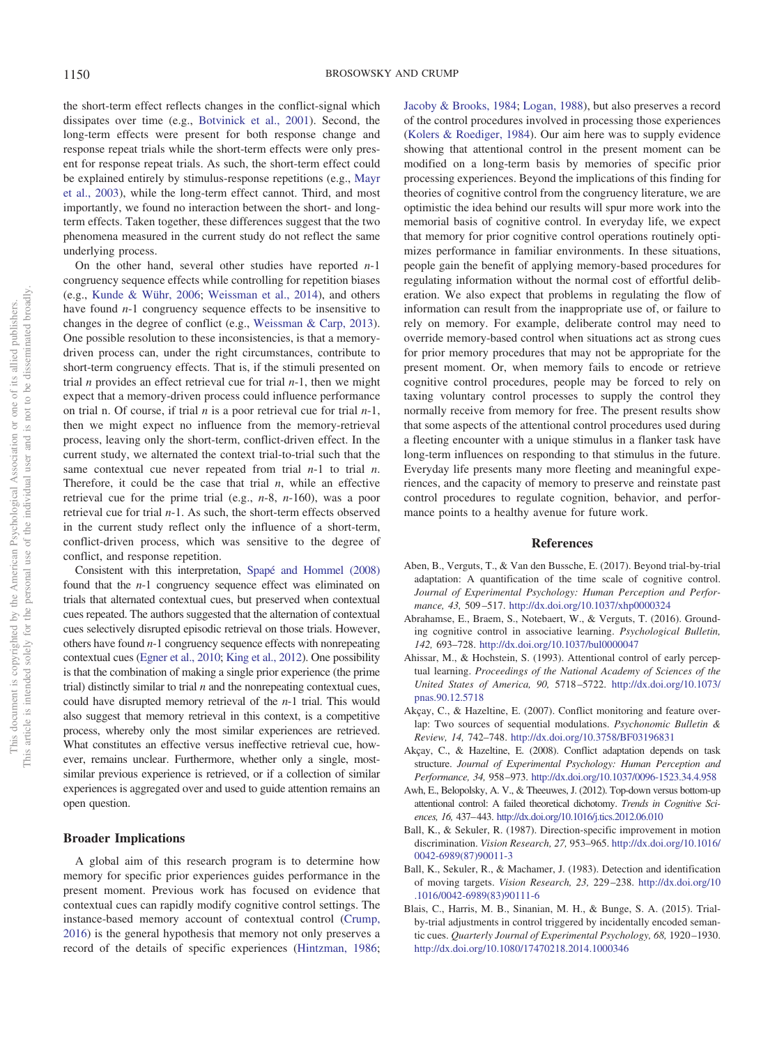the short-term effect reflects changes in the conflict-signal which dissipates over time (e.g., Botvinick et al., 2001). Second, the long-term effects were present for both response change and response repeat trials while the short-term effects were only present for response repeat trials. As such, the short-term effect could be explained entirely by stimulus-response repetitions (e.g., Mayr et al., 2003), while the long-term effect cannot. Third, and most importantly, we found no interaction between the short- and long-term effects. Taken together, these differences suggest that the two phenomena measured in the current study do not reflect the same underlying process.

On the other hand, several other studies have reported *n*-1 congruency sequence effects while controlling for repetition biases (e.g., Kunde & Wühr, 2006; Weissman et al., 2014), and others have found *n*-1 congruency sequence effects to be insensitive to changes in the degree of conflict (e.g., Weissman & Carp, 2013). One possible resolution to these inconsistencies, is that a memory-driven process can, under the right circumstances, contribute to short-term congruency effects. That is, if the stimuli presented on trial *n* provides an effect retrieval cue for trial *n*-1, then we might expect that a memory-driven process could influence performance on trial n. Of course, if trial *n* is a poor retrieval cue for trial *n*-1, then we might expect no influence from the memory-retrieval process, leaving only the short-term, conflict-driven effect. In the current study, we alternated the context trial-to-trial such that the same contextual cue never repeated from trial *n*-1 to trial *n*. Therefore, it could be the case that trial *n*, while an effective retrieval cue for the prime trial (e.g., *n*-8, *n*-160), was a poor retrieval cue for trial *n*-1. As such, the short-term effects observed in the current study reflect only the influence of a short-term, conflict-driven process, which was sensitive to the degree of conflict, and response repetition.

Consistent with this interpretation, Spapé and Hommel (2008) found that the *n*-1 congruency sequence effect was eliminated on trials that alternated contextual cues, but preserved when contextual cues repeated. The authors suggested that the alternation of contextual cues selectively disrupted episodic retrieval on those trials. However, others have found *n*-1 congruency sequence effects with nonrepeating contextual cues (Egner et al., 2010; King et al., 2012). One possibility is that the combination of making a single prior experience (the prime trial) distinctly similar to trial *n* and the nonrepeating contextual cues, could have disrupted memory retrieval of the *n*-1 trial. This would also suggest that memory retrieval in this context, is a competitive process, whereby only the most similar experiences are retrieved. What constitutes an effective versus ineffective retrieval cue, however, remains unclear. Furthermore, whether only a single, most-similar previous experience is retrieved, or if a collection of similar experiences is aggregated over and used to guide attention remains an open question.

## Broader Implications

A global aim of this research program is to determine how memory for specific prior experiences guides performance in the present moment. Previous work has focused on evidence that contextual cues can rapidly modify cognitive control settings. The instance-based memory account of contextual control (Crump, 2016) is the general hypothesis that memory not only preserves a record of the details of specific experiences (Hintzman, 1986; Jacoby & Brooks, 1984; Logan, 1988), but also preserves a record of the control procedures involved in processing those experiences (Kolers & Roediger, 1984). Our aim here was to supply evidence showing that attentional control in the present moment can be modified on a long-term basis by memories of specific prior processing experiences. Beyond the implications of this finding for theories of cognitive control from the congruency literature, we are optimistic the idea behind our results will spur more work into the memorial basis of cognitive control. In everyday life, we expect that memory for prior cognitive control operations routinely optimizes performance in familiar environments. In these situations, people gain the benefit of applying memory-based procedures for regulating information without the normal cost of effortful deliberation. We also expect that problems in regulating the flow of information can result from the inappropriate use of, or failure to rely on memory. For example, deliberate control may need to override memory-based control when situations act as strong cues for prior memory procedures that may not be appropriate for the present moment. Or, when memory fails to encode or retrieve cognitive control procedures, people may be forced to rely on taxing voluntary control processes to supply the control they normally receive from memory for free. The present results show that some aspects of the attentional control procedures used during a fleeting encounter with a unique stimulus in a flanker task have long-term influences on responding to that stimulus in the future. Everyday life presents many more fleeting and meaningful experiences, and the capacity of memory to preserve and reinstate past control procedures to regulate cognition, behavior, and performance points to a healthy avenue for future work.

## References

Aben, B., Verguts, T., & Van den Bussche, E. (2017). Beyond trial-by-trial adaptation: A quantification of the time scale of cognitive control. *Journal of Experimental Psychology: Human Perception and Performance, 43,* 509–517. http://dx.doi.org/10.1037/xhp0000324

Abrahamse, E., Braem, S., Notebaert, W., & Verguts, T. (2016). Grounding cognitive control in associative learning. *Psychological Bulletin, 142,* 693–728. http://dx.doi.org/10.1037/bul0000047

Ahissar, M., & Hochstein, S. (1993). Attentional control of early perceptual learning. *Proceedings of the National Academy of Sciences of the United States of America, 90,* 5718–5722. http://dx.doi.org/10.1073/pnas.90.12.5718

Akçay, C., & Hazeltine, E. (2007). Conflict monitoring and feature overlap: Two sources of sequential modulations. *Psychonomic Bulletin & Review, 14,* 742–748. http://dx.doi.org/10.3758/BF03196831

Akçay, C., & Hazeltine, E. (2008). Conflict adaptation depends on task structure. *Journal of Experimental Psychology: Human Perception and Performance, 34,* 958–973. http://dx.doi.org/10.1037/0096-1523.34.4.958

Awh, E., Belopolsky, A. V., & Theeuwes, J. (2012). Top-down versus bottom-up attentional control: A failed theoretical dichotomy. *Trends in Cognitive Sciences, 16,* 437–443. http://dx.doi.org/10.1016/j.tics.2012.06.010

Ball, K., & Sekuler, R. (1987). Direction-specific improvement in motion discrimination. *Vision Research, 27,* 953–965. http://dx.doi.org/10.1016/0042-6989(87)90011-3

Ball, K., Sekuler, R., & Machamer, J. (1983). Detection and identification of moving targets. *Vision Research, 23,* 229–238. http://dx.doi.org/10.1016/0042-6989(83)90111-6

Blais, C., Harris, M. B., Sinanian, M. H., & Bunge, S. A. (2015). Trial-by-trial adjustments in control triggered by incidentally encoded semantic cues. *Quarterly Journal of Experimental Psychology, 68,* 1920–1930. http://dx.doi.org/10.1080/17470218.2014.1000346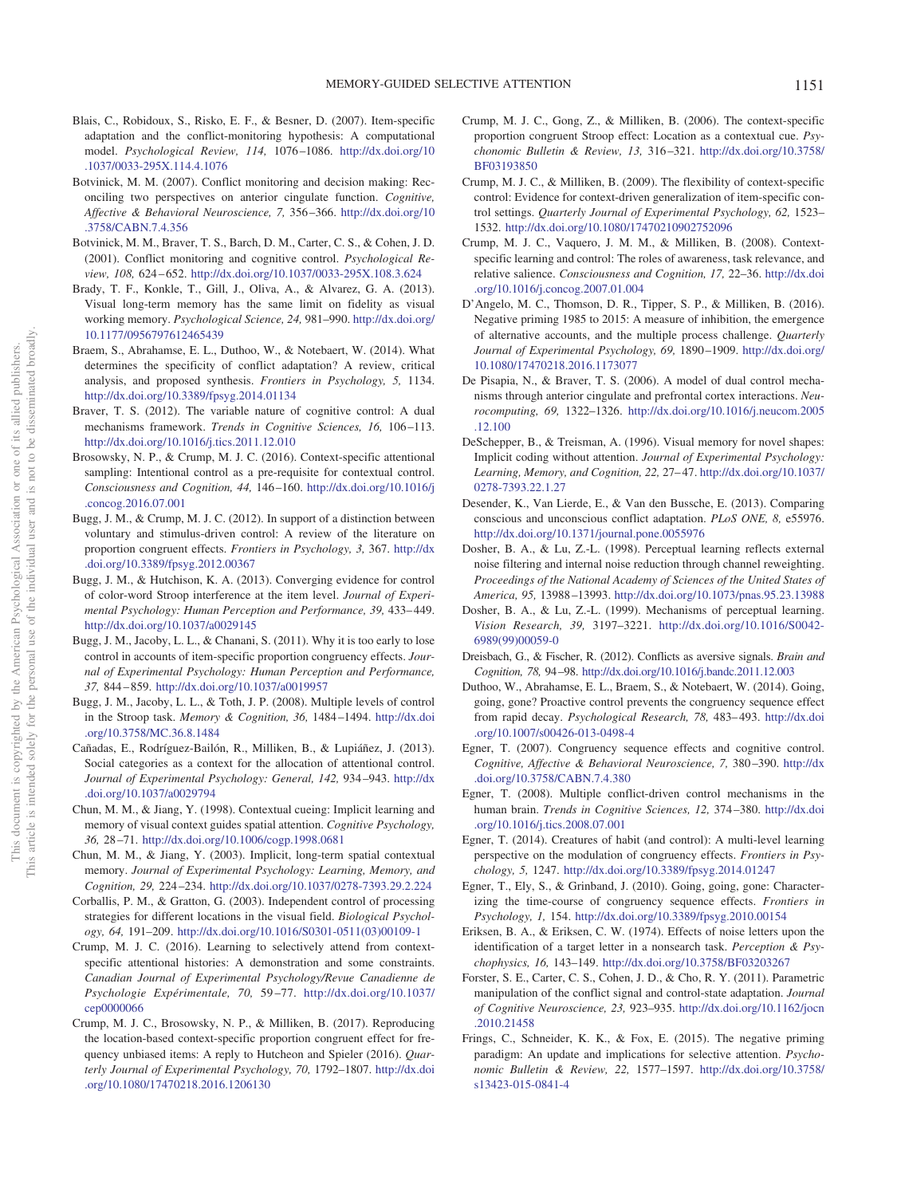Blais, C., Robidoux, S., Risko, E. F., & Besner, D. (2007). Item-specific adaptation and the conflict-monitoring hypothesis: A computational model. *Psychological Review, 114,* 1076–1086. http://dx.doi.org/10.1037/0033-295X.114.4.1076

Botvinick, M. M. (2007). Conflict monitoring and decision making: Reconciling two perspectives on anterior cingulate function. *Cognitive, Affective & Behavioral Neuroscience, 7,* 356–366. http://dx.doi.org/10.3758/CABN.7.4.356

Botvinick, M. M., Braver, T. S., Barch, D. M., Carter, C. S., & Cohen, J. D. (2001). Conflict monitoring and cognitive control. *Psychological Review, 108,* 624–652. http://dx.doi.org/10.1037/0033-295X.108.3.624

Brady, T. F., Konkle, T., Gill, J., Oliva, A., & Alvarez, G. A. (2013). Visual long-term memory has the same limit on fidelity as visual working memory. *Psychological Science, 24,* 981–990. http://dx.doi.org/10.1177/0956797612465439

Braem, S., Abrahamse, E. L., Duthoo, W., & Notebaert, W. (2014). What determines the specificity of conflict adaptation? A review, critical analysis, and proposed synthesis. *Frontiers in Psychology, 5,* 1134. http://dx.doi.org/10.3389/fpsyg.2014.01134

Braver, T. S. (2012). The variable nature of cognitive control: A dual mechanisms framework. *Trends in Cognitive Sciences, 16,* 106–113. http://dx.doi.org/10.1016/j.tics.2011.12.010

Brosowsky, N. P., & Crump, M. J. C. (2016). Context-specific attentional sampling: Intentional control as a pre-requisite for contextual control. *Consciousness and Cognition, 44,* 146–160. http://dx.doi.org/10.1016/j.concog.2016.07.001

Bugg, J. M., & Crump, M. J. C. (2012). In support of a distinction between voluntary and stimulus-driven control: A review of the literature on proportion congruent effects. *Frontiers in Psychology, 3,* 367. http://dx.doi.org/10.3389/fpsyg.2012.00367

Bugg, J. M., & Hutchison, K. A. (2013). Converging evidence for control of color-word Stroop interference at the item level. *Journal of Experimental Psychology: Human Perception and Performance, 39,* 433–449. http://dx.doi.org/10.1037/a0029145

Bugg, J. M., Jacoby, L. L., & Chanani, S. (2011). Why it is too early to lose control in accounts of item-specific proportion congruency effects. *Journal of Experimental Psychology: Human Perception and Performance, 37,* 844–859. http://dx.doi.org/10.1037/a0019957

Bugg, J. M., Jacoby, L. L., & Toth, J. P. (2008). Multiple levels of control in the Stroop task. *Memory & Cognition, 36,* 1484–1494. http://dx.doi.org/10.3758/MC.36.8.1484

Cañadas, E., Rodríguez-Bailón, R., Milliken, B., & Lupiáñez, J. (2013). Social categories as a context for the allocation of attentional control. *Journal of Experimental Psychology: General, 142,* 934–943. http://dx.doi.org/10.1037/a0029794

Chun, M. M., & Jiang, Y. (1998). Contextual cueing: Implicit learning and memory of visual context guides spatial attention. *Cognitive Psychology, 36,* 28–71. http://dx.doi.org/10.1006/cogp.1998.0681

Chun, M. M., & Jiang, Y. (2003). Implicit, long-term spatial contextual memory. *Journal of Experimental Psychology: Learning, Memory, and Cognition, 29,* 224–234. http://dx.doi.org/10.1037/0278-7393.29.2.224

Corballis, P. M., & Gratton, G. (2003). Independent control of processing strategies for different locations in the visual field. *Biological Psychology, 64,* 191–209. http://dx.doi.org/10.1016/S0301-0511(03)00109-1

Crump, M. J. C. (2016). Learning to selectively attend from context-specific attentional histories: A demonstration and some constraints. *Canadian Journal of Experimental Psychology/Revue Canadienne de Psychologie Expérimentale, 70,* 59–77. http://dx.doi.org/10.1037/cep0000066

Crump, M. J. C., Brosowsky, N. P., & Milliken, B. (2017). Reproducing the location-based context-specific proportion congruent effect for frequency unbiased items: A reply to Hutcheon and Spieler (2016). *Quarterly Journal of Experimental Psychology, 70,* 1792–1807. http://dx.doi.org/10.1080/17470218.2016.1206130

Crump, M. J. C., Gong, Z., & Milliken, B. (2006). The context-specific proportion congruent Stroop effect: Location as a contextual cue. *Psychonomic Bulletin & Review, 13,* 316–321. http://dx.doi.org/10.3758/BF03193850

Crump, M. J. C., & Milliken, B. (2009). The flexibility of context-specific control: Evidence for context-driven generalization of item-specific control settings. *Quarterly Journal of Experimental Psychology, 62,* 1523–1532. http://dx.doi.org/10.1080/17470210902752096

Crump, M. J. C., Vaquero, J. M. M., & Milliken, B. (2008). Context-specific learning and control: The roles of awareness, task relevance, and relative salience. *Consciousness and Cognition, 17,* 22–36. http://dx.doi.org/10.1016/j.concog.2007.01.004

D'Angelo, M. C., Thomson, D. R., Tipper, S. P., & Milliken, B. (2016). Negative priming 1985 to 2015: A measure of inhibition, the emergence of alternative accounts, and the multiple process challenge. *Quarterly Journal of Experimental Psychology, 69,* 1890–1909. http://dx.doi.org/10.1080/17470218.2016.1173077

De Pisapia, N., & Braver, T. S. (2006). A model of dual control mechanisms through anterior cingulate and prefrontal cortex interactions. *Neurocomputing, 69,* 1322–1326. http://dx.doi.org/10.1016/j.neucom.2005.12.100

DeSchepper, B., & Treisman, A. (1996). Visual memory for novel shapes: Implicit coding without attention. *Journal of Experimental Psychology: Learning, Memory, and Cognition, 22,* 27–47. http://dx.doi.org/10.1037/0278-7393.22.1.27

Desender, K., Van Lierde, E., & Van den Bussche, E. (2013). Comparing conscious and unconscious conflict adaptation. *PLoS ONE, 8,* e55976. http://dx.doi.org/10.1371/journal.pone.0055976

Dosher, B. A., & Lu, Z.-L. (1998). Perceptual learning reflects external noise filtering and internal noise reduction through channel reweighting. *Proceedings of the National Academy of Sciences of the United States of America, 95,* 13988–13993. http://dx.doi.org/10.1073/pnas.95.23.13988

Dosher, B. A., & Lu, Z.-L. (1999). Mechanisms of perceptual learning. *Vision Research, 39,* 3197–3221. http://dx.doi.org/10.1016/S0042-6989(99)00059-0

Dreisbach, G., & Fischer, R. (2012). Conflicts as aversive signals. *Brain and Cognition, 78,* 94–98. http://dx.doi.org/10.1016/j.bandc.2011.12.003

Duthoo, W., Abrahamse, E. L., Braem, S., & Notebaert, W. (2014). Going, going, gone? Proactive control prevents the congruency sequence effect from rapid decay. *Psychological Research, 78,* 483–493. http://dx.doi.org/10.1007/s00426-013-0498-4

Egner, T. (2007). Congruency sequence effects and cognitive control. *Cognitive, Affective & Behavioral Neuroscience, 7,* 380–390. http://dx.doi.org/10.3758/CABN.7.4.380

Egner, T. (2008). Multiple conflict-driven control mechanisms in the human brain. *Trends in Cognitive Sciences, 12,* 374–380. http://dx.doi.org/10.1016/j.tics.2008.07.001

Egner, T. (2014). Creatures of habit (and control): A multi-level learning perspective on the modulation of congruency effects. *Frontiers in Psychology, 5,* 1247. http://dx.doi.org/10.3389/fpsyg.2014.01247

Egner, T., Ely, S., & Grinband, J. (2010). Going, going, gone: Characterizing the time-course of congruency sequence effects. *Frontiers in Psychology, 1,* 154. http://dx.doi.org/10.3389/fpsyg.2010.00154

Eriksen, B. A., & Eriksen, C. W. (1974). Effects of noise letters upon the identification of a target letter in a nonsearch task. *Perception & Psychophysics, 16,* 143–149. http://dx.doi.org/10.3758/BF03203267

Forster, S. E., Carter, C. S., Cohen, J. D., & Cho, R. Y. (2011). Parametric manipulation of the conflict signal and control-state adaptation. *Journal of Cognitive Neuroscience, 23,* 923–935. http://dx.doi.org/10.1162/jocn.2010.21458

Frings, C., Schneider, K. K., & Fox, E. (2015). The negative priming paradigm: An update and implications for selective attention. *Psychonomic Bulletin & Review, 22,* 1577–1597. http://dx.doi.org/10.3758/s13423-015-0841-4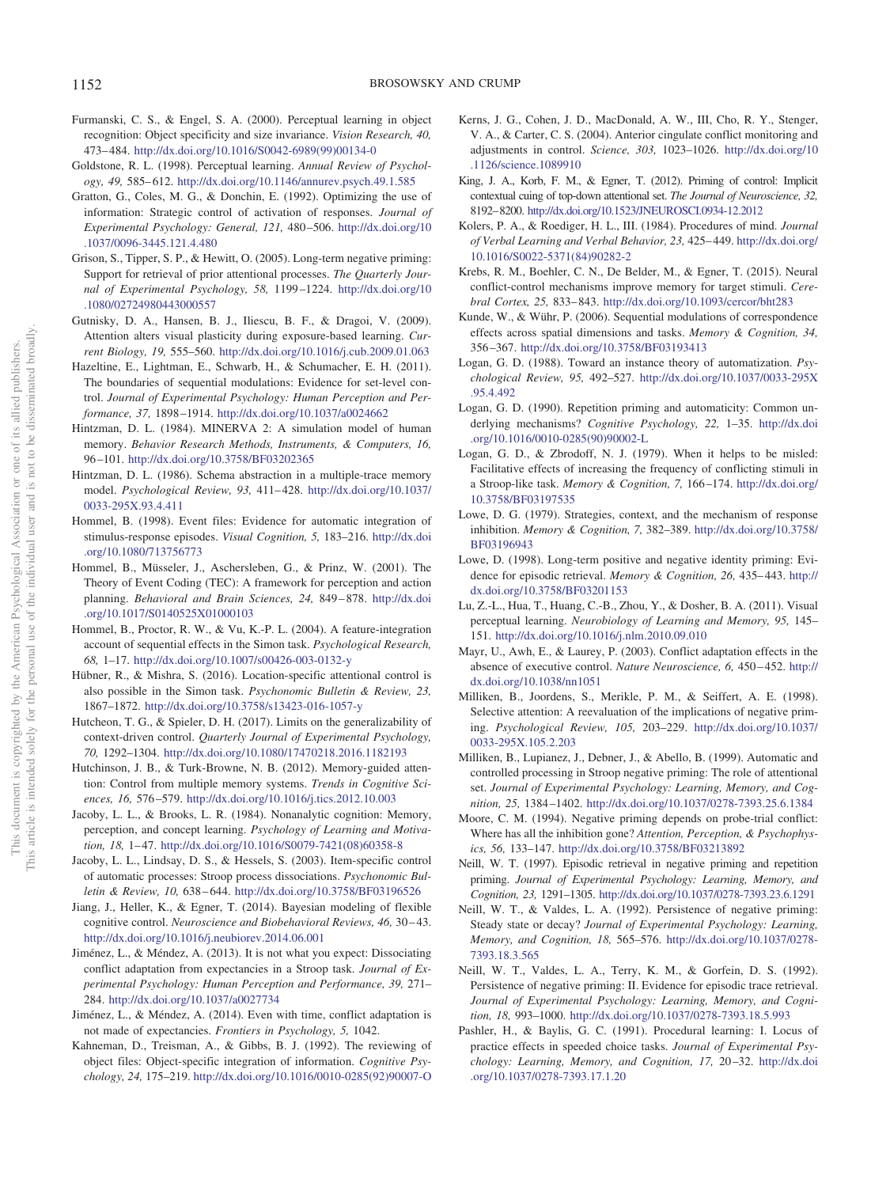Furmanski, C. S., & Engel, S. A. (2000). Perceptual learning in object recognition: Object specificity and size invariance. *Vision Research, 40,* 473–484. http://dx.doi.org/10.1016/S0042-6989(99)00134-0

Goldstone, R. L. (1998). Perceptual learning. *Annual Review of Psychology, 49,* 585–612. http://dx.doi.org/10.1146/annurev.psych.49.1.585

Gratton, G., Coles, M. G., & Donchin, E. (1992). Optimizing the use of information: Strategic control of activation of responses. *Journal of Experimental Psychology: General, 121,* 480–506. http://dx.doi.org/10.1037/0096-3445.121.4.480

Grison, S., Tipper, S. P., & Hewitt, O. (2005). Long-term negative priming: Support for retrieval of prior attentional processes. *The Quarterly Journal of Experimental Psychology, 58,* 1199–1224. http://dx.doi.org/10.1080/02724980443000557

Gutnisky, D. A., Hansen, B. J., Iliescu, B. F., & Dragoi, V. (2009). Attention alters visual plasticity during exposure-based learning. *Current Biology, 19,* 555–560. http://dx.doi.org/10.1016/j.cub.2009.01.063

Hazeltine, E., Lightman, E., Schwarb, H., & Schumacher, E. H. (2011). The boundaries of sequential modulations: Evidence for set-level control. *Journal of Experimental Psychology: Human Perception and Performance, 37,* 1898–1914. http://dx.doi.org/10.1037/a0024662

Hintzman, D. L. (1984). MINERVA 2: A simulation model of human memory. *Behavior Research Methods, Instruments, & Computers, 16,* 96–101. http://dx.doi.org/10.3758/BF03202365

Hintzman, D. L. (1986). Schema abstraction in a multiple-trace memory model. *Psychological Review, 93,* 411–428. http://dx.doi.org/10.1037/0033-295X.93.4.411

Hommel, B. (1998). Event files: Evidence for automatic integration of stimulus-response episodes. *Visual Cognition, 5,* 183–216. http://dx.doi.org/10.1080/713756773

Hommel, B., Müsseler, J., Aschersleben, G., & Prinz, W. (2001). The Theory of Event Coding (TEC): A framework for perception and action planning. *Behavioral and Brain Sciences, 24,* 849–878. http://dx.doi.org/10.1017/S0140525X01000103

Hommel, B., Proctor, R. W., & Vu, K.-P. L. (2004). A feature-integration account of sequential effects in the Simon task. *Psychological Research, 68,* 1–17. http://dx.doi.org/10.1007/s00426-003-0132-y

Hübner, R., & Mishra, S. (2016). Location-specific attentional control is also possible in the Simon task. *Psychonomic Bulletin & Review, 23,* 1867–1872. http://dx.doi.org/10.3758/s13423-016-1057-y

Hutcheon, T. G., & Spieler, D. H. (2017). Limits on the generalizability of context-driven control. *Quarterly Journal of Experimental Psychology, 70,* 1292–1304. http://dx.doi.org/10.1080/17470218.2016.1182193

Hutchinson, J. B., & Turk-Browne, N. B. (2012). Memory-guided attention: Control from multiple memory systems. *Trends in Cognitive Sciences, 16,* 576–579. http://dx.doi.org/10.1016/j.tics.2012.10.003

Jacoby, L. L., & Brooks, L. R. (1984). Nonanalytic cognition: Memory, perception, and concept learning. *Psychology of Learning and Motivation, 18,* 1–47. http://dx.doi.org/10.1016/S0079-7421(08)60358-8

Jacoby, L. L., Lindsay, D. S., & Hessels, S. (2003). Item-specific control of automatic processes: Stroop process dissociations. *Psychonomic Bulletin & Review, 10,* 638–644. http://dx.doi.org/10.3758/BF03196526

Jiang, J., Heller, K., & Egner, T. (2014). Bayesian modeling of flexible cognitive control. *Neuroscience and Biobehavioral Reviews, 46,* 30–43. http://dx.doi.org/10.1016/j.neubiorev.2014.06.001

Jiménez, L., & Méndez, A. (2013). It is not what you expect: Dissociating conflict adaptation from expectancies in a Stroop task. *Journal of Experimental Psychology: Human Perception and Performance, 39,* 271–284. http://dx.doi.org/10.1037/a0027734

Jiménez, L., & Méndez, A. (2014). Even with time, conflict adaptation is not made of expectancies. *Frontiers in Psychology, 5,* 1042.

Kahneman, D., Treisman, A., & Gibbs, B. J. (1992). The reviewing of object files: Object-specific integration of information. *Cognitive Psychology, 24,* 175–219. http://dx.doi.org/10.1016/0010-0285(92)90007-O

Kerns, J. G., Cohen, J. D., MacDonald, A. W., III, Cho, R. Y., Stenger, V. A., & Carter, C. S. (2004). Anterior cingulate conflict monitoring and adjustments in control. *Science, 303,* 1023–1026. http://dx.doi.org/10.1126/science.1089910

King, J. A., Korb, F. M., & Egner, T. (2012). Priming of control: Implicit contextual cuing of top-down attentional set. *The Journal of Neuroscience, 32,* 8192–8200. http://dx.doi.org/10.1523/JNEUROSCI.0934-12.2012

Kolers, P. A., & Roediger, H. L., III. (1984). Procedures of mind. *Journal of Verbal Learning and Verbal Behavior, 23,* 425–449. http://dx.doi.org/10.1016/S0022-5371(84)90282-2

Krebs, R. M., Boehler, C. N., De Belder, M., & Egner, T. (2015). Neural conflict-control mechanisms improve memory for target stimuli. *Cerebral Cortex, 25,* 833–843. http://dx.doi.org/10.1093/cercor/bht283

Kunde, W., & Wühr, P. (2006). Sequential modulations of correspondence effects across spatial dimensions and tasks. *Memory & Cognition, 34,* 356–367. http://dx.doi.org/10.3758/BF03193413

Logan, G. D. (1988). Toward an instance theory of automatization. *Psychological Review, 95,* 492–527. http://dx.doi.org/10.1037/0033-295X.95.4.492

Logan, G. D. (1990). Repetition priming and automaticity: Common underlying mechanisms? *Cognitive Psychology, 22,* 1–35. http://dx.doi.org/10.1016/0010-0285(90)90002-L

Logan, G. D., & Zbrodoff, N. J. (1979). When it helps to be misled: Facilitative effects of increasing the frequency of conflicting stimuli in a Stroop-like task. *Memory & Cognition, 7,* 166–174. http://dx.doi.org/10.3758/BF03197535

Lowe, D. G. (1979). Strategies, context, and the mechanism of response inhibition. *Memory & Cognition, 7,* 382–389. http://dx.doi.org/10.3758/BF03196943

Lowe, D. (1998). Long-term positive and negative identity priming: Evidence for episodic retrieval. *Memory & Cognition, 26,* 435–443. http://dx.doi.org/10.3758/BF03201153

Lu, Z.-L., Hua, T., Huang, C.-B., Zhou, Y., & Dosher, B. A. (2011). Visual perceptual learning. *Neurobiology of Learning and Memory, 95,* 145–151. http://dx.doi.org/10.1016/j.nlm.2010.09.010

Mayr, U., Awh, E., & Laurey, P. (2003). Conflict adaptation effects in the absence of executive control. *Nature Neuroscience, 6,* 450–452. http://dx.doi.org/10.1038/nn1051

Milliken, B., Joordens, S., Merikle, P. M., & Seiffert, A. E. (1998). Selective attention: A reevaluation of the implications of negative priming. *Psychological Review, 105,* 203–229. http://dx.doi.org/10.1037/0033-295X.105.2.203

Milliken, B., Lupianez, J., Debner, J., & Abello, B. (1999). Automatic and controlled processing in Stroop negative priming: The role of attentional set. *Journal of Experimental Psychology: Learning, Memory, and Cognition, 25,* 1384–1402. http://dx.doi.org/10.1037/0278-7393.25.6.1384

Moore, C. M. (1994). Negative priming depends on probe-trial conflict: Where has all the inhibition gone? *Attention, Perception, & Psychophysics, 56,* 133–147. http://dx.doi.org/10.3758/BF03213892

Neill, W. T. (1997). Episodic retrieval in negative priming and repetition priming. *Journal of Experimental Psychology: Learning, Memory, and Cognition, 23,* 1291–1305. http://dx.doi.org/10.1037/0278-7393.23.6.1291

Neill, W. T., & Valdes, L. A. (1992). Persistence of negative priming: Steady state or decay? *Journal of Experimental Psychology: Learning, Memory, and Cognition, 18,* 565–576. http://dx.doi.org/10.1037/0278-7393.18.3.565

Neill, W. T., Valdes, L. A., Terry, K. M., & Gorfein, D. S. (1992). Persistence of negative priming: II. Evidence for episodic trace retrieval. *Journal of Experimental Psychology: Learning, Memory, and Cognition, 18,* 993–1000. http://dx.doi.org/10.1037/0278-7393.18.5.993

Pashler, H., & Baylis, G. C. (1991). Procedural learning: I. Locus of practice effects in speeded choice tasks. *Journal of Experimental Psychology: Learning, Memory, and Cognition, 17,* 20–32. http://dx.doi.org/10.1037/0278-7393.17.1.20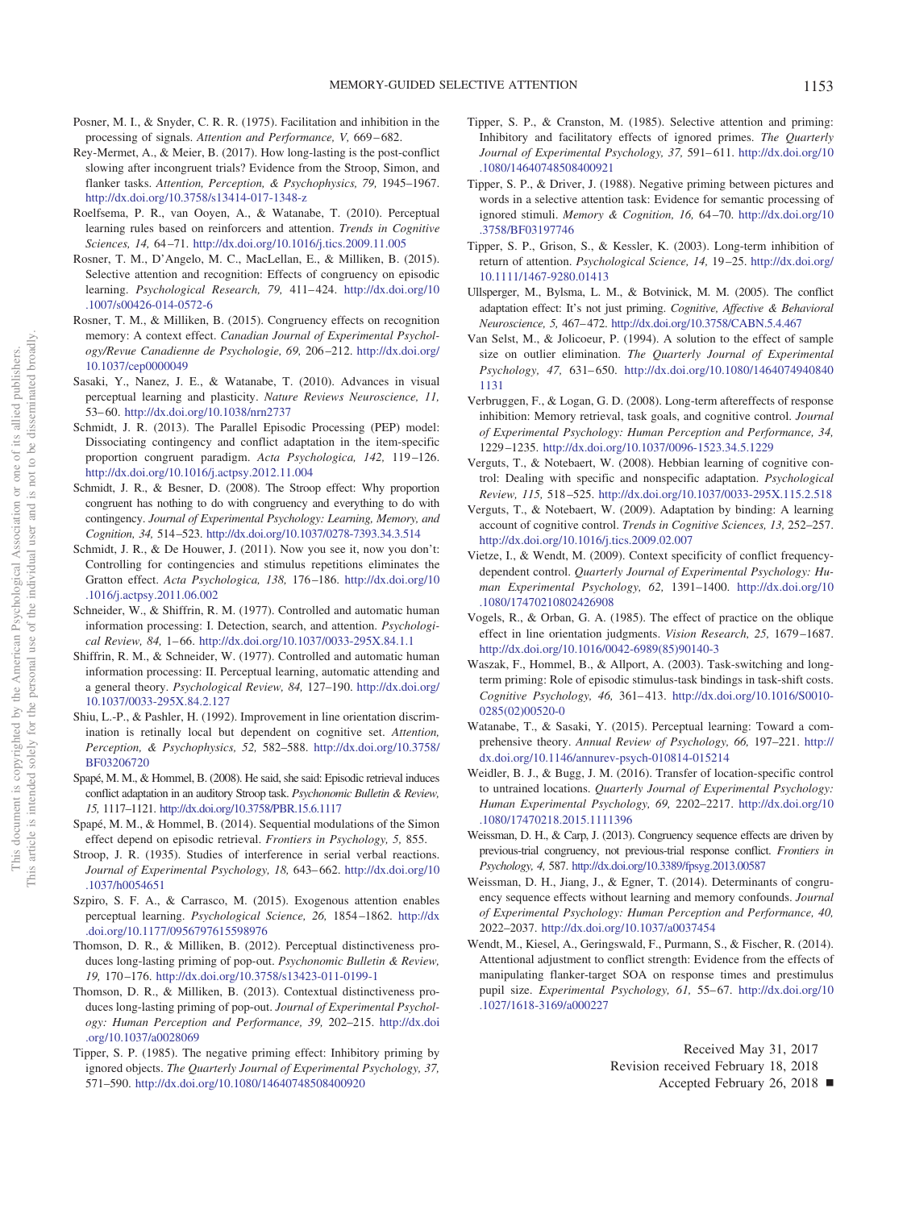Posner, M. I., & Snyder, C. R. R. (1975). Facilitation and inhibition in the processing of signals. *Attention and Performance, V,* 669–682.

Rey-Mermet, A., & Meier, B. (2017). How long-lasting is the post-conflict slowing after incongruent trials? Evidence from the Stroop, Simon, and flanker tasks. *Attention, Perception, & Psychophysics, 79,* 1945–1967. http://dx.doi.org/10.3758/s13414-017-1348-z

Roelfsema, P. R., van Ooyen, A., & Watanabe, T. (2010). Perceptual learning rules based on reinforcers and attention. *Trends in Cognitive Sciences, 14,* 64–71. http://dx.doi.org/10.1016/j.tics.2009.11.005

Rosner, T. M., D'Angelo, M. C., MacLellan, E., & Milliken, B. (2015). Selective attention and recognition: Effects of congruency on episodic learning. *Psychological Research, 79,* 411–424. http://dx.doi.org/10.1007/s00426-014-0572-6

Rosner, T. M., & Milliken, B. (2015). Congruency effects on recognition memory: A context effect. *Canadian Journal of Experimental Psychology/Revue Canadienne de Psychologie, 69,* 206–212. http://dx.doi.org/10.1037/cep0000049

Sasaki, Y., Nanez, J. E., & Watanabe, T. (2010). Advances in visual perceptual learning and plasticity. *Nature Reviews Neuroscience, 11,* 53–60. http://dx.doi.org/10.1038/nrn2737

Schmidt, J. R. (2013). The Parallel Episodic Processing (PEP) model: Dissociating contingency and conflict adaptation in the item-specific proportion congruent paradigm. *Acta Psychologica, 142,* 119–126. http://dx.doi.org/10.1016/j.actpsy.2012.11.004

Schmidt, J. R., & Besner, D. (2008). The Stroop effect: Why proportion congruent has nothing to do with congruency and everything to do with contingency. *Journal of Experimental Psychology: Learning, Memory, and Cognition, 34,* 514–523. http://dx.doi.org/10.1037/0278-7393.34.3.514

Schmidt, J. R., & De Houwer, J. (2011). Now you see it, now you don't: Controlling for contingencies and stimulus repetitions eliminates the Gratton effect. *Acta Psychologica, 138,* 176–186. http://dx.doi.org/10.1016/j.actpsy.2011.06.002

Schneider, W., & Shiffrin, R. M. (1977). Controlled and automatic human information processing: I. Detection, search, and attention. *Psychological Review, 84,* 1–66. http://dx.doi.org/10.1037/0033-295X.84.1.1

Shiffrin, R. M., & Schneider, W. (1977). Controlled and automatic human information processing: II. Perceptual learning, automatic attending and a general theory. *Psychological Review, 84,* 127–190. http://dx.doi.org/10.1037/0033-295X.84.2.127

Shiu, L.-P., & Pashler, H. (1992). Improvement in line orientation discrimination is retinally local but dependent on cognitive set. *Attention, Perception, & Psychophysics, 52,* 582–588. http://dx.doi.org/10.3758/BF03206720

Spapé, M. M., & Hommel, B. (2008). He said, she said: Episodic retrieval induces conflict adaptation in an auditory Stroop task. *Psychonomic Bulletin & Review, 15,* 1117–1121. http://dx.doi.org/10.3758/PBR.15.6.1117

Spapé, M. M., & Hommel, B. (2014). Sequential modulations of the Simon effect depend on episodic retrieval. *Frontiers in Psychology, 5,* 855.

Stroop, J. R. (1935). Studies of interference in serial verbal reactions. *Journal of Experimental Psychology, 18,* 643–662. http://dx.doi.org/10.1037/h0054651

Szpiro, S. F. A., & Carrasco, M. (2015). Exogenous attention enables perceptual learning. *Psychological Science, 26,* 1854–1862. http://dx.doi.org/10.1177/0956797615598976

Thomson, D. R., & Milliken, B. (2012). Perceptual distinctiveness produces long-lasting priming of pop-out. *Psychonomic Bulletin & Review, 19,* 170–176. http://dx.doi.org/10.3758/s13423-011-0199-1

Thomson, D. R., & Milliken, B. (2013). Contextual distinctiveness produces long-lasting priming of pop-out. *Journal of Experimental Psychology: Human Perception and Performance, 39,* 202–215. http://dx.doi.org/10.1037/a0028069

Tipper, S. P. (1985). The negative priming effect: Inhibitory priming by ignored objects. *The Quarterly Journal of Experimental Psychology, 37,* 571–590. http://dx.doi.org/10.1080/14640748508400920

Tipper, S. P., & Cranston, M. (1985). Selective attention and priming: Inhibitory and facilitatory effects of ignored primes. *The Quarterly Journal of Experimental Psychology, 37,* 591–611. http://dx.doi.org/10.1080/14640748508400921

Tipper, S. P., & Driver, J. (1988). Negative priming between pictures and words in a selective attention task: Evidence for semantic processing of ignored stimuli. *Memory & Cognition, 16,* 64–70. http://dx.doi.org/10.3758/BF03197746

Tipper, S. P., Grison, S., & Kessler, K. (2003). Long-term inhibition of return of attention. *Psychological Science, 14,* 19–25. http://dx.doi.org/10.1111/1467-9280.01413

Ullsperger, M., Bylsma, L. M., & Botvinick, M. M. (2005). The conflict adaptation effect: It's not just priming. *Cognitive, Affective & Behavioral Neuroscience, 5,* 467–472. http://dx.doi.org/10.3758/CABN.5.4.467

Van Selst, M., & Jolicoeur, P. (1994). A solution to the effect of sample size on outlier elimination. *The Quarterly Journal of Experimental Psychology, 47,* 631–650. http://dx.doi.org/10.1080/14640749408401131

Verbruggen, F., & Logan, G. D. (2008). Long-term aftereffects of response inhibition: Memory retrieval, task goals, and cognitive control. *Journal of Experimental Psychology: Human Perception and Performance, 34,* 1229–1235. http://dx.doi.org/10.1037/0096-1523.34.5.1229

Verguts, T., & Notebaert, W. (2008). Hebbian learning of cognitive control: Dealing with specific and nonspecific adaptation. *Psychological Review, 115,* 518–525. http://dx.doi.org/10.1037/0033-295X.115.2.518

Verguts, T., & Notebaert, W. (2009). Adaptation by binding: A learning account of cognitive control. *Trends in Cognitive Sciences, 13,* 252–257. http://dx.doi.org/10.1016/j.tics.2009.02.007

Vietze, I., & Wendt, M. (2009). Context specificity of conflict frequency-dependent control. *Quarterly Journal of Experimental Psychology: Human Experimental Psychology, 62,* 1391–1400. http://dx.doi.org/10.1080/17470210802426908

Vogels, R., & Orban, G. A. (1985). The effect of practice on the oblique effect in line orientation judgments. *Vision Research, 25,* 1679–1687. http://dx.doi.org/10.1016/0042-6989(85)90140-3

Waszak, F., Hommel, B., & Allport, A. (2003). Task-switching and long-term priming: Role of episodic stimulus-task bindings in task-shift costs. *Cognitive Psychology, 46,* 361–413. http://dx.doi.org/10.1016/S0010-0285(02)00520-0

Watanabe, T., & Sasaki, Y. (2015). Perceptual learning: Toward a comprehensive theory. *Annual Review of Psychology, 66,* 197–221. http://dx.doi.org/10.1146/annurev-psych-010814-015214

Weidler, B. J., & Bugg, J. M. (2016). Transfer of location-specific control to untrained locations. *Quarterly Journal of Experimental Psychology: Human Experimental Psychology, 69,* 2202–2217. http://dx.doi.org/10.1080/17470218.2015.1111396

Weissman, D. H., & Carp, J. (2013). Congruency sequence effects are driven by previous-trial congruency, not previous-trial response conflict. *Frontiers in Psychology, 4,* 587. http://dx.doi.org/10.3389/fpsyg.2013.00587

Weissman, D. H., Jiang, J., & Egner, T. (2014). Determinants of congruency sequence effects without learning and memory confounds. *Journal of Experimental Psychology: Human Perception and Performance, 40,* 2022–2037. http://dx.doi.org/10.1037/a0037454

Wendt, M., Kiesel, A., Geringswald, F., Purmann, S., & Fischer, R. (2014). Attentional adjustment to conflict strength: Evidence from the effects of manipulating flanker-target SOA on response times and prestimulus pupil size. *Experimental Psychology, 61,* 55–67. http://dx.doi.org/10.1027/1618-3169/a000227

Received May 31, 2017
Revision received February 18, 2018
Accepted February 26, 2018 ■